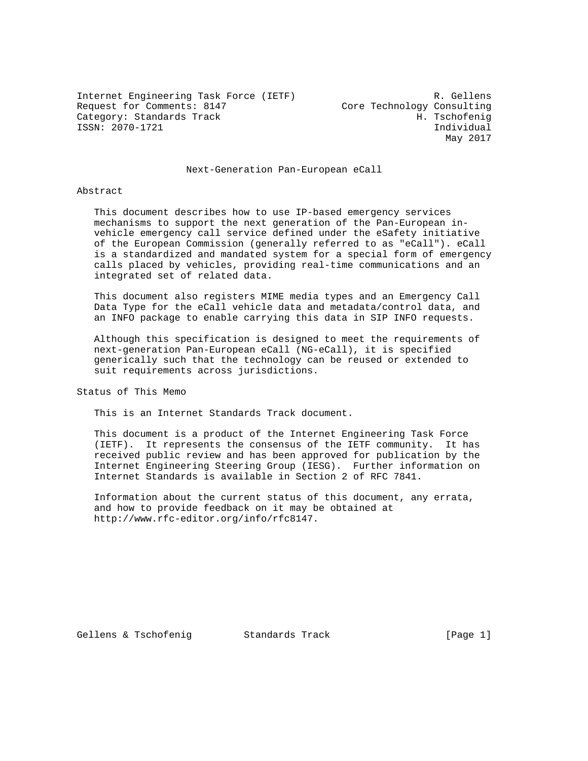Internet Engineering Task Force (IETF) R. Gellens
Request for Comments: 8147 Core Technology Consulting
Category: Standards Track H. Tschofenig
ISSN: 2070-1721 Individual
May 2017

# Next-Generation Pan-European eCall

## Abstract

This document describes how to use IP-based emergency services mechanisms to support the next generation of the Pan-European in-vehicle emergency call service defined under the eSafety initiative of the European Commission (generally referred to as "eCall"). eCall is a standardized and mandated system for a special form of emergency calls placed by vehicles, providing real-time communications and an integrated set of related data.

This document also registers MIME media types and an Emergency Call Data Type for the eCall vehicle data and metadata/control data, and an INFO package to enable carrying this data in SIP INFO requests.

Although this specification is designed to meet the requirements of next-generation Pan-European eCall (NG-eCall), it is specified generically such that the technology can be reused or extended to suit requirements across jurisdictions.

## Status of This Memo

This is an Internet Standards Track document.

This document is a product of the Internet Engineering Task Force (IETF). It represents the consensus of the IETF community. It has received public review and has been approved for publication by the Internet Engineering Steering Group (IESG). Further information on Internet Standards is available in Section 2 of RFC 7841.

Information about the current status of this document, any errata, and how to provide feedback on it may be obtained at http://www.rfc-editor.org/info/rfc8147.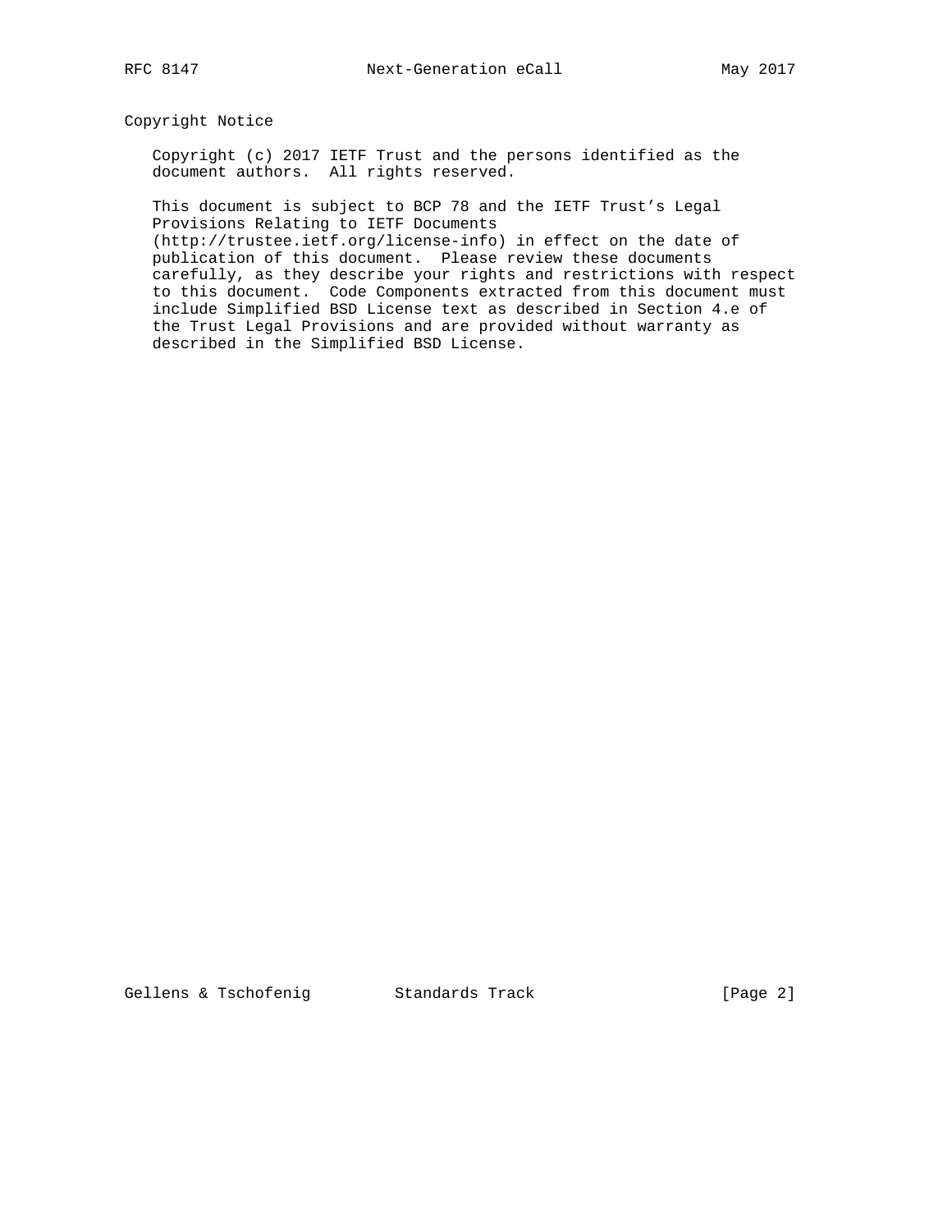## Copyright Notice

Copyright (c) 2017 IETF Trust and the persons identified as the document authors. All rights reserved.

This document is subject to BCP 78 and the IETF Trust's Legal Provisions Relating to IETF Documents (http://trustee.ietf.org/license-info) in effect on the date of publication of this document. Please review these documents carefully, as they describe your rights and restrictions with respect to this document. Code Components extracted from this document must include Simplified BSD License text as described in Section 4.e of the Trust Legal Provisions and are provided without warranty as described in the Simplified BSD License.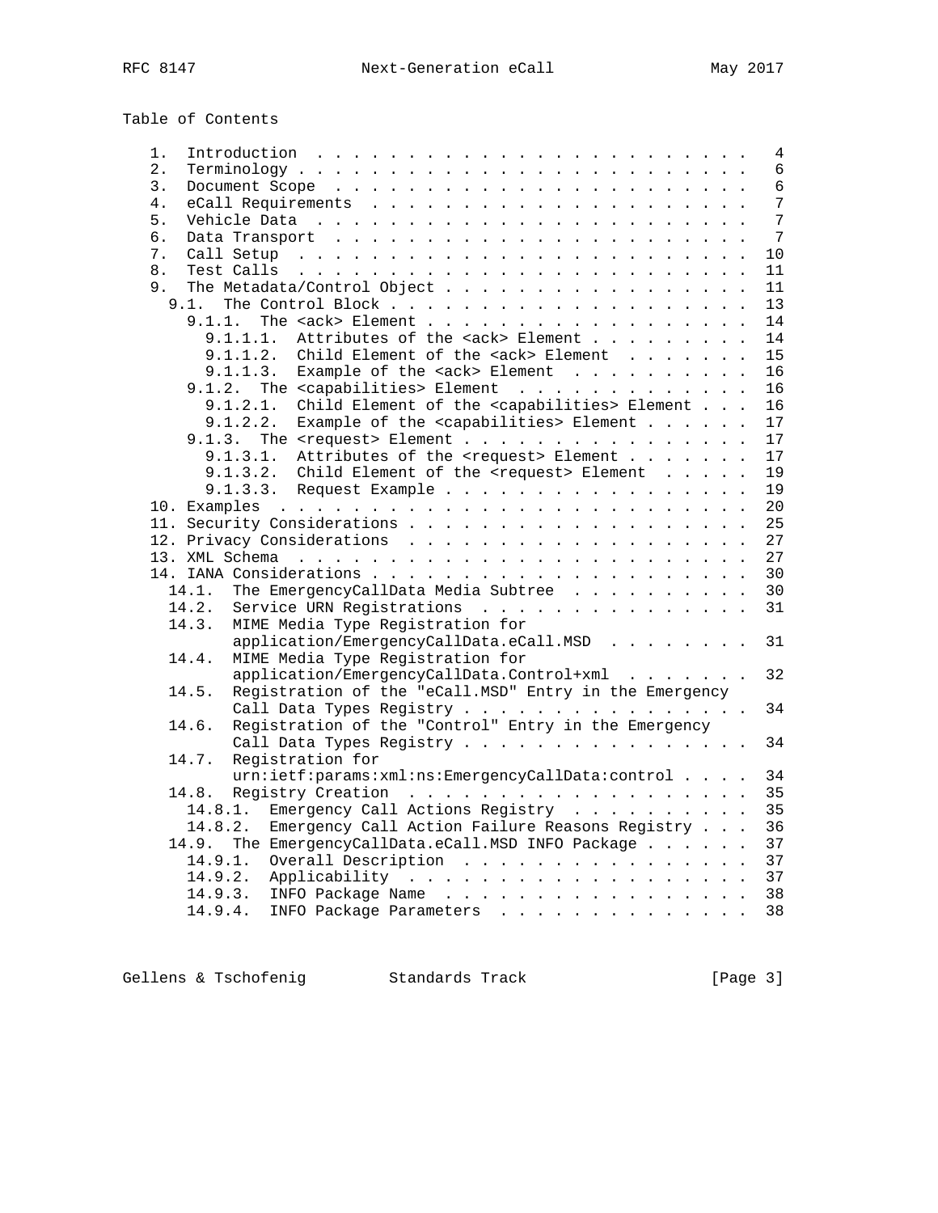Table of Contents

```
   1.  Introduction  . . . . . . . . . . . . . . . . . . . . . . . .   4
   2.  Terminology . . . . . . . . . . . . . . . . . . . . . . . . .   6
   3.  Document Scope  . . . . . . . . . . . . . . . . . . . . . . .   6
   4.  eCall Requirements  . . . . . . . . . . . . . . . . . . . . .   7
   5.  Vehicle Data  . . . . . . . . . . . . . . . . . . . . . . . .   7
   6.  Data Transport  . . . . . . . . . . . . . . . . . . . . . . .   7
   7.  Call Setup  . . . . . . . . . . . . . . . . . . . . . . . . .  10
   8.  Test Calls  . . . . . . . . . . . . . . . . . . . . . . . . .  11
   9.  The Metadata/Control Object . . . . . . . . . . . . . . . . .  11
     9.1.  The Control Block . . . . . . . . . . . . . . . . . . . .  13
       9.1.1.  The <ack> Element . . . . . . . . . . . . . . . . . .  14
         9.1.1.1.  Attributes of the <ack> Element . . . . . . . . .  14
         9.1.1.2.  Child Element of the <ack> Element  . . . . . . .  15
         9.1.1.3.  Example of the <ack> Element  . . . . . . . . . .  16
       9.1.2.  The <capabilities> Element  . . . . . . . . . . . . .  16
         9.1.2.1.  Child Element of the <capabilities> Element . . .  16
         9.1.2.2.  Example of the <capabilities> Element . . . . . .  17
       9.1.3.  The <request> Element . . . . . . . . . . . . . . . .  17
         9.1.3.1.  Attributes of the <request> Element . . . . . . .  17
         9.1.3.2.  Child Element of the <request> Element  . . . . .  19
         9.1.3.3.  Request Example . . . . . . . . . . . . . . . . .  19
   10. Examples  . . . . . . . . . . . . . . . . . . . . . . . . . .  20
   11. Security Considerations . . . . . . . . . . . . . . . . . . .  25
   12. Privacy Considerations  . . . . . . . . . . . . . . . . . . .  27
   13. XML Schema  . . . . . . . . . . . . . . . . . . . . . . . . .  27
   14. IANA Considerations . . . . . . . . . . . . . . . . . . . . .  30
     14.1.  The EmergencyCallData Media Subtree  . . . . . . . . . .  30
     14.2.  Service URN Registrations  . . . . . . . . . . . . . . .  31
     14.3.  MIME Media Type Registration for
            application/EmergencyCallData.eCall.MSD  . . . . . . . .  31
     14.4.  MIME Media Type Registration for
            application/EmergencyCallData.Control+xml  . . . . . . .  32
     14.5.  Registration of the "eCall.MSD" Entry in the Emergency
            Call Data Types Registry . . . . . . . . . . . . . . . .  34
     14.6.  Registration of the "Control" Entry in the Emergency
            Call Data Types Registry . . . . . . . . . . . . . . . .  34
     14.7.  Registration for
            urn:ietf:params:xml:ns:EmergencyCallData:control . . . .  34
     14.8.  Registry Creation  . . . . . . . . . . . . . . . . . . .  35
       14.8.1.  Emergency Call Actions Registry  . . . . . . . . . .  35
       14.8.2.  Emergency Call Action Failure Reasons Registry . . .  36
     14.9.  The EmergencyCallData.eCall.MSD INFO Package . . . . . .  37
       14.9.1.  Overall Description  . . . . . . . . . . . . . . . .  37
       14.9.2.  Applicability  . . . . . . . . . . . . . . . . . . .  37
       14.9.3.  INFO Package Name  . . . . . . . . . . . . . . . . .  38
       14.9.4.  INFO Package Parameters  . . . . . . . . . . . . . .  38
```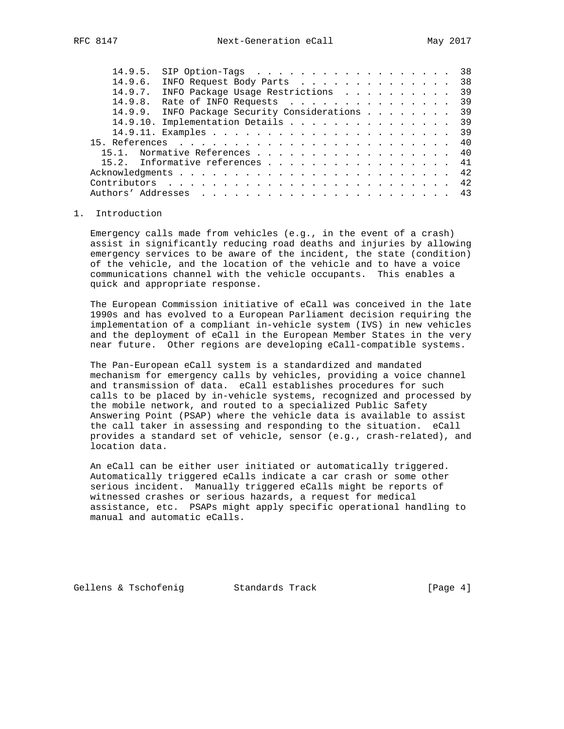14.9.5.  SIP Option-Tags . . . . . . . . . . . . . . . . . . .  38
      14.9.6.  INFO Request Body Parts . . . . . . . . . . . . . . .  38
      14.9.7.  INFO Package Usage Restrictions . . . . . . . . . . .  39
      14.9.8.  Rate of INFO Requests . . . . . . . . . . . . . . . .  39
      14.9.9.  INFO Package Security Considerations . . . . . . . .  39
      14.9.10. Implementation Details . . . . . . . . . . . . . . .  39
      14.9.11. Examples . . . . . . . . . . . . . . . . . . . . . .  39
   15. References . . . . . . . . . . . . . . . . . . . . . . . . .  40
     15.1.  Normative References . . . . . . . . . . . . . . . . . .  40
     15.2.  Informative references . . . . . . . . . . . . . . . . .  41
   Acknowledgments . . . . . . . . . . . . . . . . . . . . . . . . .  42
   Contributors . . . . . . . . . . . . . . . . . . . . . . . . . .  42
   Authors' Addresses . . . . . . . . . . . . . . . . . . . . . . .  43

# 1. Introduction

Emergency calls made from vehicles (e.g., in the event of a crash) assist in significantly reducing road deaths and injuries by allowing emergency services to be aware of the incident, the state (condition) of the vehicle, and the location of the vehicle and to have a voice communications channel with the vehicle occupants. This enables a quick and appropriate response.

The European Commission initiative of eCall was conceived in the late 1990s and has evolved to a European Parliament decision requiring the implementation of a compliant in-vehicle system (IVS) in new vehicles and the deployment of eCall in the European Member States in the very near future. Other regions are developing eCall-compatible systems.

The Pan-European eCall system is a standardized and mandated mechanism for emergency calls by vehicles, providing a voice channel and transmission of data. eCall establishes procedures for such calls to be placed by in-vehicle systems, recognized and processed by the mobile network, and routed to a specialized Public Safety Answering Point (PSAP) where the vehicle data is available to assist the call taker in assessing and responding to the situation. eCall provides a standard set of vehicle, sensor (e.g., crash-related), and location data.

An eCall can be either user initiated or automatically triggered. Automatically triggered eCalls indicate a car crash or some other serious incident. Manually triggered eCalls might be reports of witnessed crashes or serious hazards, a request for medical assistance, etc. PSAPs might apply specific operational handling to manual and automatic eCalls.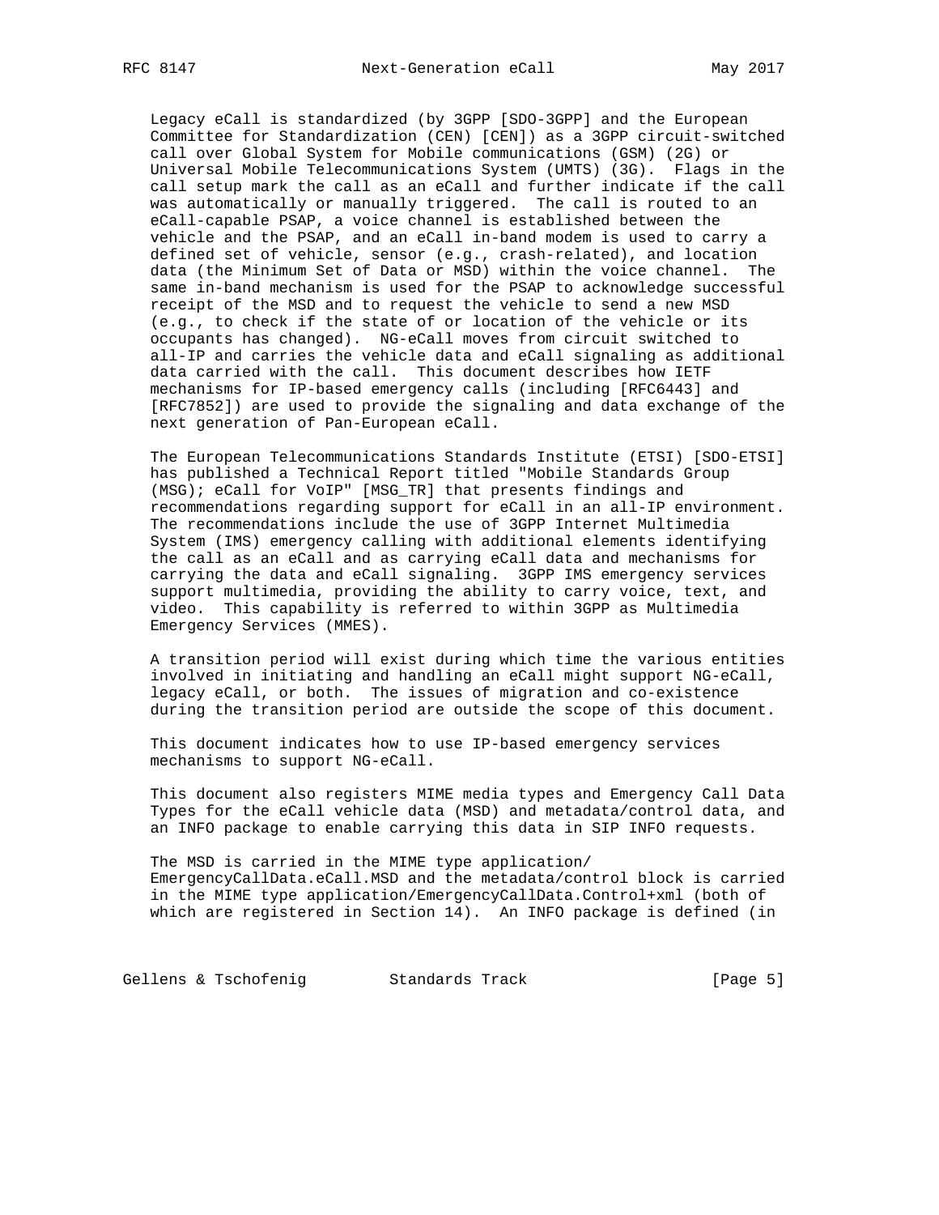Legacy eCall is standardized (by 3GPP [SDO-3GPP] and the European Committee for Standardization (CEN) [CEN]) as a 3GPP circuit-switched call over Global System for Mobile communications (GSM) (2G) or Universal Mobile Telecommunications System (UMTS) (3G). Flags in the call setup mark the call as an eCall and further indicate if the call was automatically or manually triggered. The call is routed to an eCall-capable PSAP, a voice channel is established between the vehicle and the PSAP, and an eCall in-band modem is used to carry a defined set of vehicle, sensor (e.g., crash-related), and location data (the Minimum Set of Data or MSD) within the voice channel. The same in-band mechanism is used for the PSAP to acknowledge successful receipt of the MSD and to request the vehicle to send a new MSD (e.g., to check if the state of or location of the vehicle or its occupants has changed). NG-eCall moves from circuit switched to all-IP and carries the vehicle data and eCall signaling as additional data carried with the call. This document describes how IETF mechanisms for IP-based emergency calls (including [RFC6443] and [RFC7852]) are used to provide the signaling and data exchange of the next generation of Pan-European eCall.

The European Telecommunications Standards Institute (ETSI) [SDO-ETSI] has published a Technical Report titled "Mobile Standards Group (MSG); eCall for VoIP" [MSG_TR] that presents findings and recommendations regarding support for eCall in an all-IP environment. The recommendations include the use of 3GPP Internet Multimedia System (IMS) emergency calling with additional elements identifying the call as an eCall and as carrying eCall data and mechanisms for carrying the data and eCall signaling. 3GPP IMS emergency services support multimedia, providing the ability to carry voice, text, and video. This capability is referred to within 3GPP as Multimedia Emergency Services (MMES).

A transition period will exist during which time the various entities involved in initiating and handling an eCall might support NG-eCall, legacy eCall, or both. The issues of migration and co-existence during the transition period are outside the scope of this document.

This document indicates how to use IP-based emergency services mechanisms to support NG-eCall.

This document also registers MIME media types and Emergency Call Data Types for the eCall vehicle data (MSD) and metadata/control data, and an INFO package to enable carrying this data in SIP INFO requests.

The MSD is carried in the MIME type application/EmergencyCallData.eCall.MSD and the metadata/control block is carried in the MIME type application/EmergencyCallData.Control+xml (both of which are registered in Section 14). An INFO package is defined (in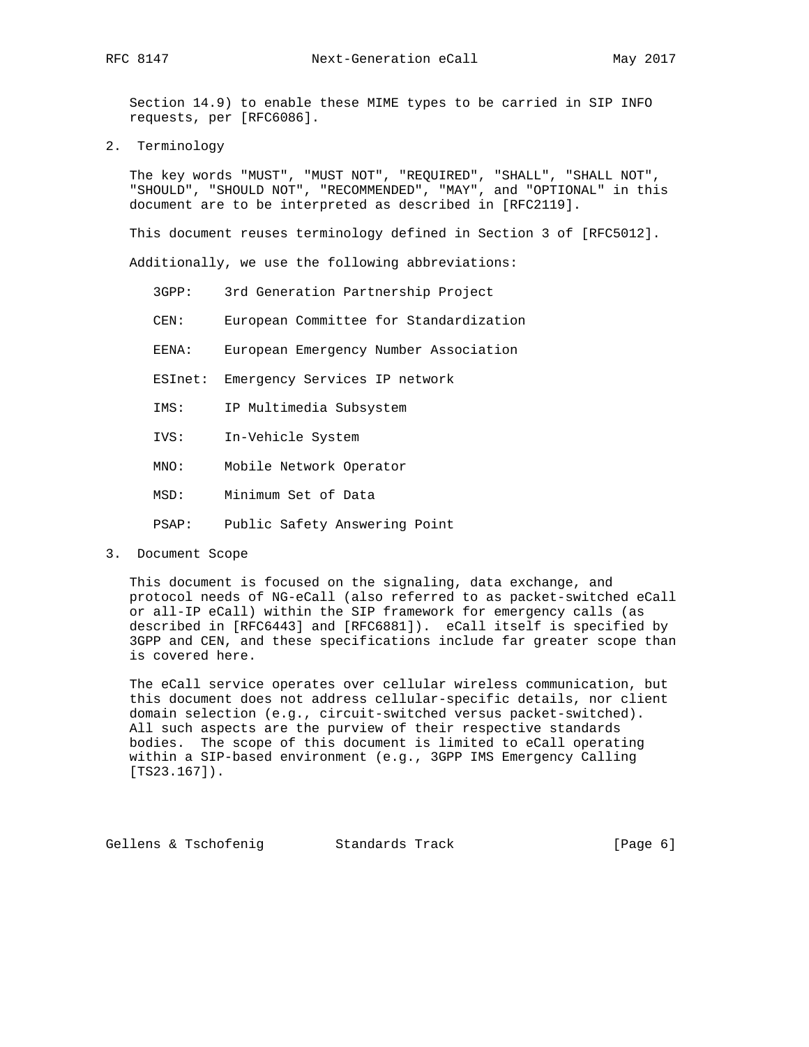Section 14.9) to enable these MIME types to be carried in SIP INFO requests, per [RFC6086].

## 2. Terminology

The key words "MUST", "MUST NOT", "REQUIRED", "SHALL", "SHALL NOT", "SHOULD", "SHOULD NOT", "RECOMMENDED", "MAY", and "OPTIONAL" in this document are to be interpreted as described in [RFC2119].

This document reuses terminology defined in Section 3 of [RFC5012].

Additionally, we use the following abbreviations:

- 3GPP: 3rd Generation Partnership Project
- CEN: European Committee for Standardization
- EENA: European Emergency Number Association
- ESInet: Emergency Services IP network
- IMS: IP Multimedia Subsystem
- IVS: In-Vehicle System
- MNO: Mobile Network Operator
- MSD: Minimum Set of Data
- PSAP: Public Safety Answering Point

## 3. Document Scope

This document is focused on the signaling, data exchange, and protocol needs of NG-eCall (also referred to as packet-switched eCall or all-IP eCall) within the SIP framework for emergency calls (as described in [RFC6443] and [RFC6881]). eCall itself is specified by 3GPP and CEN, and these specifications include far greater scope than is covered here.

The eCall service operates over cellular wireless communication, but this document does not address cellular-specific details, nor client domain selection (e.g., circuit-switched versus packet-switched). All such aspects are the purview of their respective standards bodies. The scope of this document is limited to eCall operating within a SIP-based environment (e.g., 3GPP IMS Emergency Calling [TS23.167]).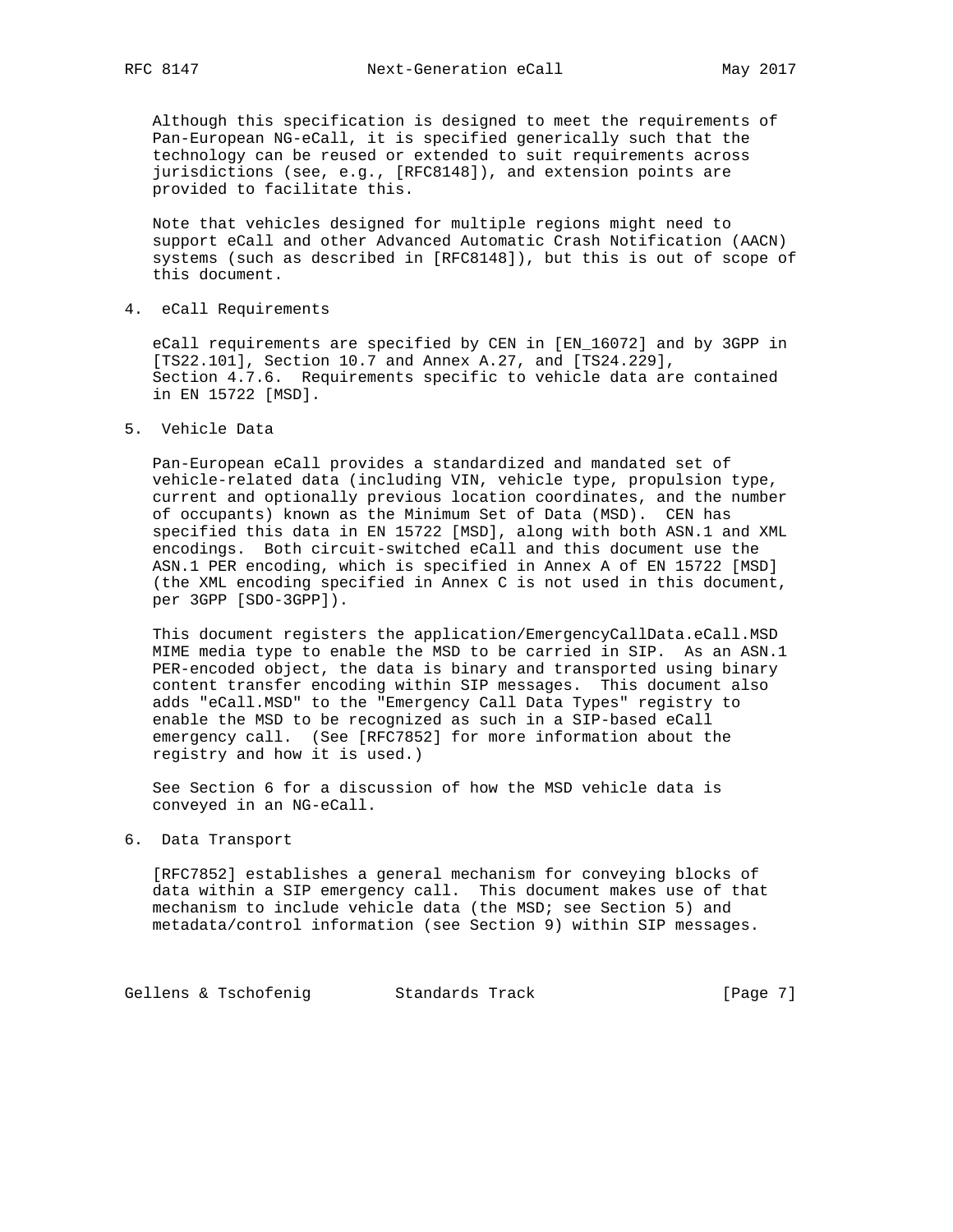Although this specification is designed to meet the requirements of Pan-European NG-eCall, it is specified generically such that the technology can be reused or extended to suit requirements across jurisdictions (see, e.g., [RFC8148]), and extension points are provided to facilitate this.

Note that vehicles designed for multiple regions might need to support eCall and other Advanced Automatic Crash Notification (AACN) systems (such as described in [RFC8148]), but this is out of scope of this document.

## 4. eCall Requirements

eCall requirements are specified by CEN in [EN_16072] and by 3GPP in [TS22.101], Section 10.7 and Annex A.27, and [TS24.229], Section 4.7.6. Requirements specific to vehicle data are contained in EN 15722 [MSD].

## 5. Vehicle Data

Pan-European eCall provides a standardized and mandated set of vehicle-related data (including VIN, vehicle type, propulsion type, current and optionally previous location coordinates, and the number of occupants) known as the Minimum Set of Data (MSD). CEN has specified this data in EN 15722 [MSD], along with both ASN.1 and XML encodings. Both circuit-switched eCall and this document use the ASN.1 PER encoding, which is specified in Annex A of EN 15722 [MSD] (the XML encoding specified in Annex C is not used in this document, per 3GPP [SDO-3GPP]).

This document registers the application/EmergencyCallData.eCall.MSD MIME media type to enable the MSD to be carried in SIP. As an ASN.1 PER-encoded object, the data is binary and transported using binary content transfer encoding within SIP messages. This document also adds "eCall.MSD" to the "Emergency Call Data Types" registry to enable the MSD to be recognized as such in a SIP-based eCall emergency call. (See [RFC7852] for more information about the registry and how it is used.)

See Section 6 for a discussion of how the MSD vehicle data is conveyed in an NG-eCall.

## 6. Data Transport

[RFC7852] establishes a general mechanism for conveying blocks of data within a SIP emergency call. This document makes use of that mechanism to include vehicle data (the MSD; see Section 5) and metadata/control information (see Section 9) within SIP messages.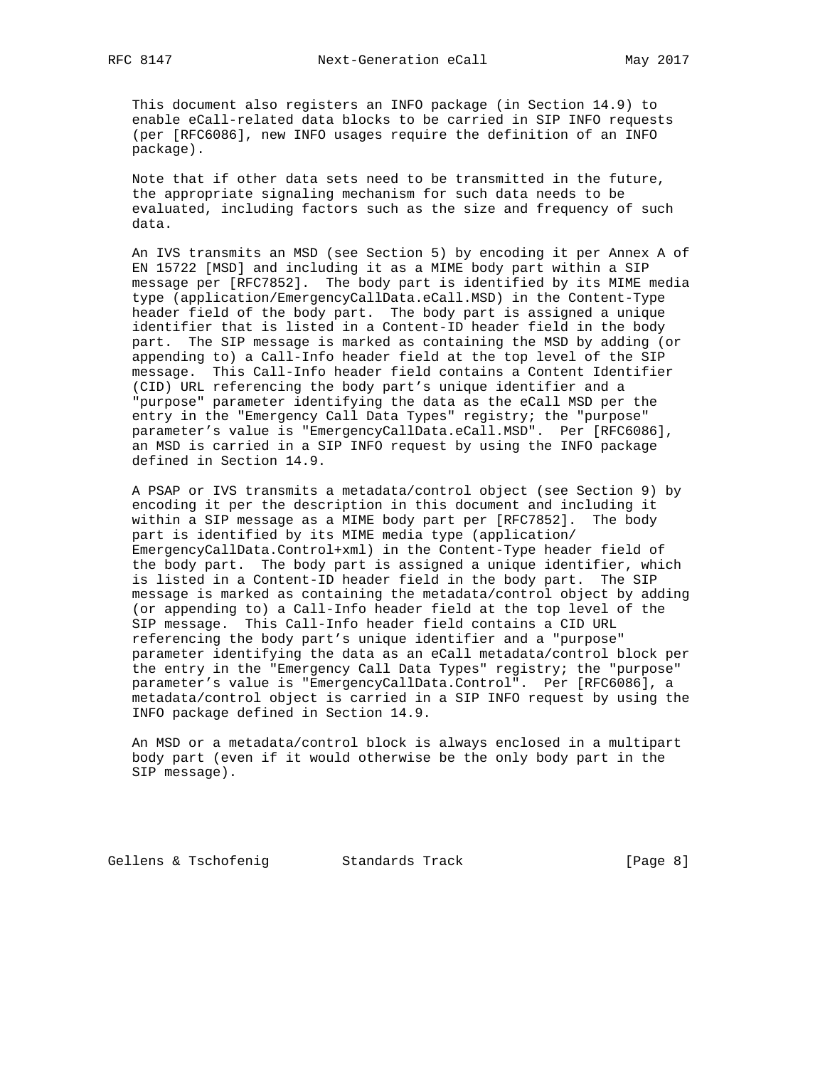This document also registers an INFO package (in Section 14.9) to enable eCall-related data blocks to be carried in SIP INFO requests (per [RFC6086], new INFO usages require the definition of an INFO package).

Note that if other data sets need to be transmitted in the future, the appropriate signaling mechanism for such data needs to be evaluated, including factors such as the size and frequency of such data.

An IVS transmits an MSD (see Section 5) by encoding it per Annex A of EN 15722 [MSD] and including it as a MIME body part within a SIP message per [RFC7852]. The body part is identified by its MIME media type (application/EmergencyCallData.eCall.MSD) in the Content-Type header field of the body part. The body part is assigned a unique identifier that is listed in a Content-ID header field in the body part. The SIP message is marked as containing the MSD by adding (or appending to) a Call-Info header field at the top level of the SIP message. This Call-Info header field contains a Content Identifier (CID) URL referencing the body part's unique identifier and a "purpose" parameter identifying the data as the eCall MSD per the entry in the "Emergency Call Data Types" registry; the "purpose" parameter's value is "EmergencyCallData.eCall.MSD". Per [RFC6086], an MSD is carried in a SIP INFO request by using the INFO package defined in Section 14.9.

A PSAP or IVS transmits a metadata/control object (see Section 9) by encoding it per the description in this document and including it within a SIP message as a MIME body part per [RFC7852]. The body part is identified by its MIME media type (application/EmergencyCallData.Control+xml) in the Content-Type header field of the body part. The body part is assigned a unique identifier, which is listed in a Content-ID header field in the body part. The SIP message is marked as containing the metadata/control object by adding (or appending to) a Call-Info header field at the top level of the SIP message. This Call-Info header field contains a CID URL referencing the body part's unique identifier and a "purpose" parameter identifying the data as an eCall metadata/control block per the entry in the "Emergency Call Data Types" registry; the "purpose" parameter's value is "EmergencyCallData.Control". Per [RFC6086], a metadata/control object is carried in a SIP INFO request by using the INFO package defined in Section 14.9.

An MSD or a metadata/control block is always enclosed in a multipart body part (even if it would otherwise be the only body part in the SIP message).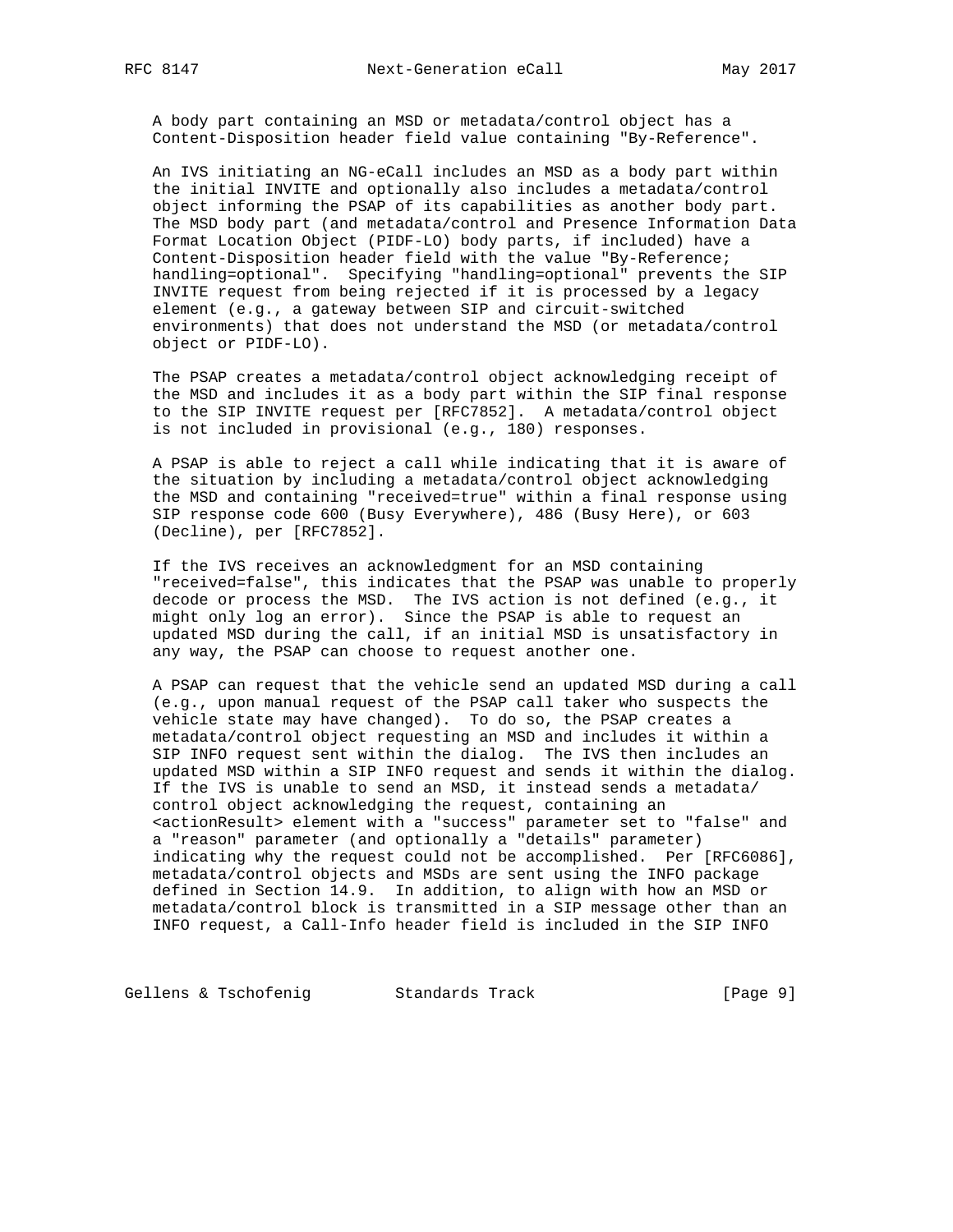A body part containing an MSD or metadata/control object has a Content-Disposition header field value containing "By-Reference".

An IVS initiating an NG-eCall includes an MSD as a body part within the initial INVITE and optionally also includes a metadata/control object informing the PSAP of its capabilities as another body part. The MSD body part (and metadata/control and Presence Information Data Format Location Object (PIDF-LO) body parts, if included) have a Content-Disposition header field with the value "By-Reference; handling=optional". Specifying "handling=optional" prevents the SIP INVITE request from being rejected if it is processed by a legacy element (e.g., a gateway between SIP and circuit-switched environments) that does not understand the MSD (or metadata/control object or PIDF-LO).

The PSAP creates a metadata/control object acknowledging receipt of the MSD and includes it as a body part within the SIP final response to the SIP INVITE request per [RFC7852]. A metadata/control object is not included in provisional (e.g., 180) responses.

A PSAP is able to reject a call while indicating that it is aware of the situation by including a metadata/control object acknowledging the MSD and containing "received=true" within a final response using SIP response code 600 (Busy Everywhere), 486 (Busy Here), or 603 (Decline), per [RFC7852].

If the IVS receives an acknowledgment for an MSD containing "received=false", this indicates that the PSAP was unable to properly decode or process the MSD. The IVS action is not defined (e.g., it might only log an error). Since the PSAP is able to request an updated MSD during the call, if an initial MSD is unsatisfactory in any way, the PSAP can choose to request another one.

A PSAP can request that the vehicle send an updated MSD during a call (e.g., upon manual request of the PSAP call taker who suspects the vehicle state may have changed). To do so, the PSAP creates a metadata/control object requesting an MSD and includes it within a SIP INFO request sent within the dialog. The IVS then includes an updated MSD within a SIP INFO request and sends it within the dialog. If the IVS is unable to send an MSD, it instead sends a metadata/control object acknowledging the request, containing an <actionResult> element with a "success" parameter set to "false" and a "reason" parameter (and optionally a "details" parameter) indicating why the request could not be accomplished. Per [RFC6086], metadata/control objects and MSDs are sent using the INFO package defined in Section 14.9. In addition, to align with how an MSD or metadata/control block is transmitted in a SIP message other than an INFO request, a Call-Info header field is included in the SIP INFO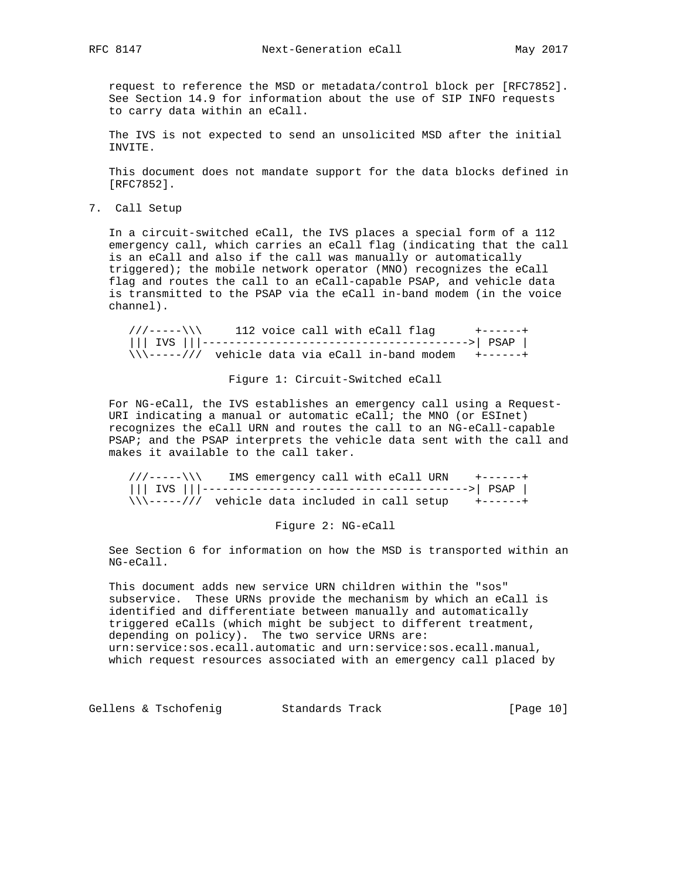request to reference the MSD or metadata/control block per [RFC7852]. See Section 14.9 for information about the use of SIP INFO requests to carry data within an eCall.

The IVS is not expected to send an unsolicited MSD after the initial INVITE.

This document does not mandate support for the data blocks defined in [RFC7852].

## 7. Call Setup

In a circuit-switched eCall, the IVS places a special form of a 112 emergency call, which carries an eCall flag (indicating that the call is an eCall and also if the call was manually or automatically triggered); the mobile network operator (MNO) recognizes the eCall flag and routes the call to an eCall-capable PSAP, and vehicle data is transmitted to the PSAP via the eCall in-band modem (in the voice channel).

```
///-----\\\     112 voice call with eCall flag      +------+
||| IVS |||---------------------------------------->| PSAP |
\\\-----///  vehicle data via eCall in-band modem   +------+
```

Figure 1: Circuit-Switched eCall

For NG-eCall, the IVS establishes an emergency call using a Request-URI indicating a manual or automatic eCall; the MNO (or ESInet) recognizes the eCall URN and routes the call to an NG-eCall-capable PSAP; and the PSAP interprets the vehicle data sent with the call and makes it available to the call taker.

```
///-----\\\    IMS emergency call with eCall URN    +------+
||| IVS |||---------------------------------------->| PSAP |
\\\-----///  vehicle data included in call setup    +------+
```

Figure 2: NG-eCall

See Section 6 for information on how the MSD is transported within an NG-eCall.

This document adds new service URN children within the "sos" subservice. These URNs provide the mechanism by which an eCall is identified and differentiate between manually and automatically triggered eCalls (which might be subject to different treatment, depending on policy). The two service URNs are: urn:service:sos.ecall.automatic and urn:service:sos.ecall.manual, which request resources associated with an emergency call placed by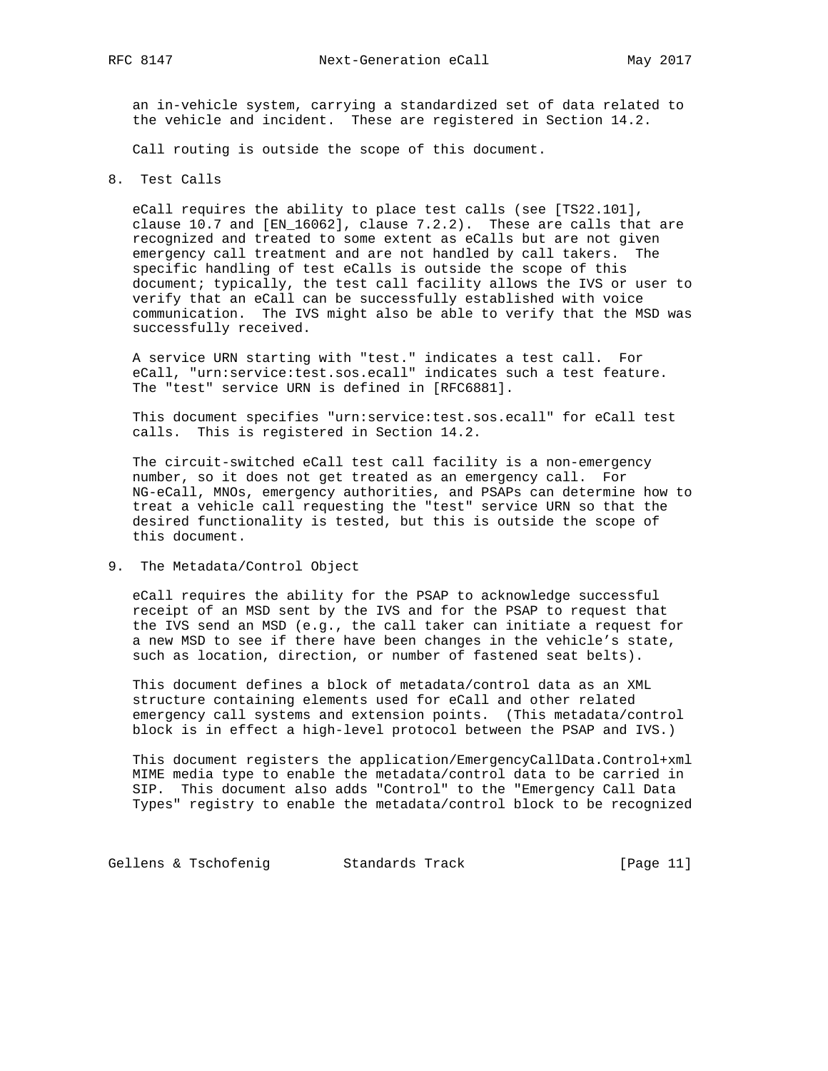an in-vehicle system, carrying a standardized set of data related to the vehicle and incident. These are registered in Section 14.2.

Call routing is outside the scope of this document.

## 8. Test Calls

eCall requires the ability to place test calls (see [TS22.101], clause 10.7 and [EN_16062], clause 7.2.2). These are calls that are recognized and treated to some extent as eCalls but are not given emergency call treatment and are not handled by call takers. The specific handling of test eCalls is outside the scope of this document; typically, the test call facility allows the IVS or user to verify that an eCall can be successfully established with voice communication. The IVS might also be able to verify that the MSD was successfully received.

A service URN starting with "test." indicates a test call. For eCall, "urn:service:test.sos.ecall" indicates such a test feature. The "test" service URN is defined in [RFC6881].

This document specifies "urn:service:test.sos.ecall" for eCall test calls. This is registered in Section 14.2.

The circuit-switched eCall test call facility is a non-emergency number, so it does not get treated as an emergency call. For NG-eCall, MNOs, emergency authorities, and PSAPs can determine how to treat a vehicle call requesting the "test" service URN so that the desired functionality is tested, but this is outside the scope of this document.

## 9. The Metadata/Control Object

eCall requires the ability for the PSAP to acknowledge successful receipt of an MSD sent by the IVS and for the PSAP to request that the IVS send an MSD (e.g., the call taker can initiate a request for a new MSD to see if there have been changes in the vehicle's state, such as location, direction, or number of fastened seat belts).

This document defines a block of metadata/control data as an XML structure containing elements used for eCall and other related emergency call systems and extension points. (This metadata/control block is in effect a high-level protocol between the PSAP and IVS.)

This document registers the application/EmergencyCallData.Control+xml MIME media type to enable the metadata/control data to be carried in SIP. This document also adds "Control" to the "Emergency Call Data Types" registry to enable the metadata/control block to be recognized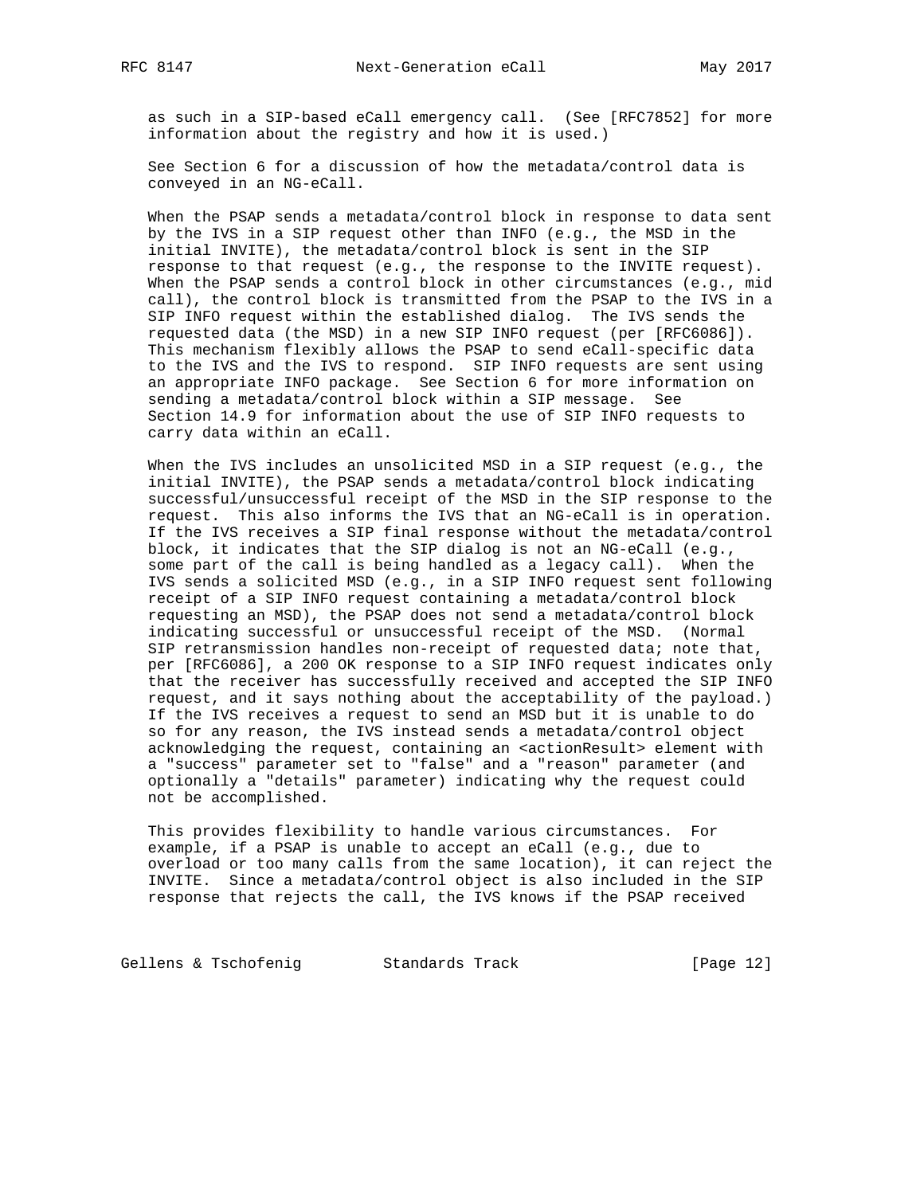as such in a SIP-based eCall emergency call. (See [RFC7852] for more information about the registry and how it is used.)

See Section 6 for a discussion of how the metadata/control data is conveyed in an NG-eCall.

When the PSAP sends a metadata/control block in response to data sent by the IVS in a SIP request other than INFO (e.g., the MSD in the initial INVITE), the metadata/control block is sent in the SIP response to that request (e.g., the response to the INVITE request). When the PSAP sends a control block in other circumstances (e.g., mid call), the control block is transmitted from the PSAP to the IVS in a SIP INFO request within the established dialog. The IVS sends the requested data (the MSD) in a new SIP INFO request (per [RFC6086]). This mechanism flexibly allows the PSAP to send eCall-specific data to the IVS and the IVS to respond. SIP INFO requests are sent using an appropriate INFO package. See Section 6 for more information on sending a metadata/control block within a SIP message. See Section 14.9 for information about the use of SIP INFO requests to carry data within an eCall.

When the IVS includes an unsolicited MSD in a SIP request (e.g., the initial INVITE), the PSAP sends a metadata/control block indicating successful/unsuccessful receipt of the MSD in the SIP response to the request. This also informs the IVS that an NG-eCall is in operation. If the IVS receives a SIP final response without the metadata/control block, it indicates that the SIP dialog is not an NG-eCall (e.g., some part of the call is being handled as a legacy call). When the IVS sends a solicited MSD (e.g., in a SIP INFO request sent following receipt of a SIP INFO request containing a metadata/control block requesting an MSD), the PSAP does not send a metadata/control block indicating successful or unsuccessful receipt of the MSD. (Normal SIP retransmission handles non-receipt of requested data; note that, per [RFC6086], a 200 OK response to a SIP INFO request indicates only that the receiver has successfully received and accepted the SIP INFO request, and it says nothing about the acceptability of the payload.) If the IVS receives a request to send an MSD but it is unable to do so for any reason, the IVS instead sends a metadata/control object acknowledging the request, containing an <actionResult> element with a "success" parameter set to "false" and a "reason" parameter (and optionally a "details" parameter) indicating why the request could not be accomplished.

This provides flexibility to handle various circumstances. For example, if a PSAP is unable to accept an eCall (e.g., due to overload or too many calls from the same location), it can reject the INVITE. Since a metadata/control object is also included in the SIP response that rejects the call, the IVS knows if the PSAP received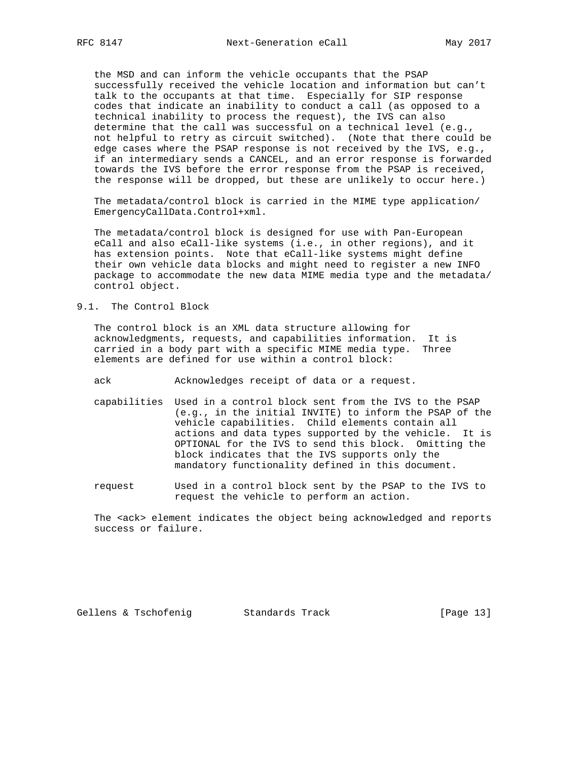the MSD and can inform the vehicle occupants that the PSAP successfully received the vehicle location and information but can't talk to the occupants at that time. Especially for SIP response codes that indicate an inability to conduct a call (as opposed to a technical inability to process the request), the IVS can also determine that the call was successful on a technical level (e.g., not helpful to retry as circuit switched). (Note that there could be edge cases where the PSAP response is not received by the IVS, e.g., if an intermediary sends a CANCEL, and an error response is forwarded towards the IVS before the error response from the PSAP is received, the response will be dropped, but these are unlikely to occur here.)

The metadata/control block is carried in the MIME type application/EmergencyCallData.Control+xml.

The metadata/control block is designed for use with Pan-European eCall and also eCall-like systems (i.e., in other regions), and it has extension points. Note that eCall-like systems might define their own vehicle data blocks and might need to register a new INFO package to accommodate the new data MIME media type and the metadata/control object.

## 9.1. The Control Block

The control block is an XML data structure allowing for acknowledgments, requests, and capabilities information. It is carried in a body part with a specific MIME media type. Three elements are defined for use within a control block:

ack
: Acknowledges receipt of data or a request.

capabilities
: Used in a control block sent from the IVS to the PSAP (e.g., in the initial INVITE) to inform the PSAP of the vehicle capabilities. Child elements contain all actions and data types supported by the vehicle. It is OPTIONAL for the IVS to send this block. Omitting the block indicates that the IVS supports only the mandatory functionality defined in this document.

request
: Used in a control block sent by the PSAP to the IVS to request the vehicle to perform an action.

The <ack> element indicates the object being acknowledged and reports success or failure.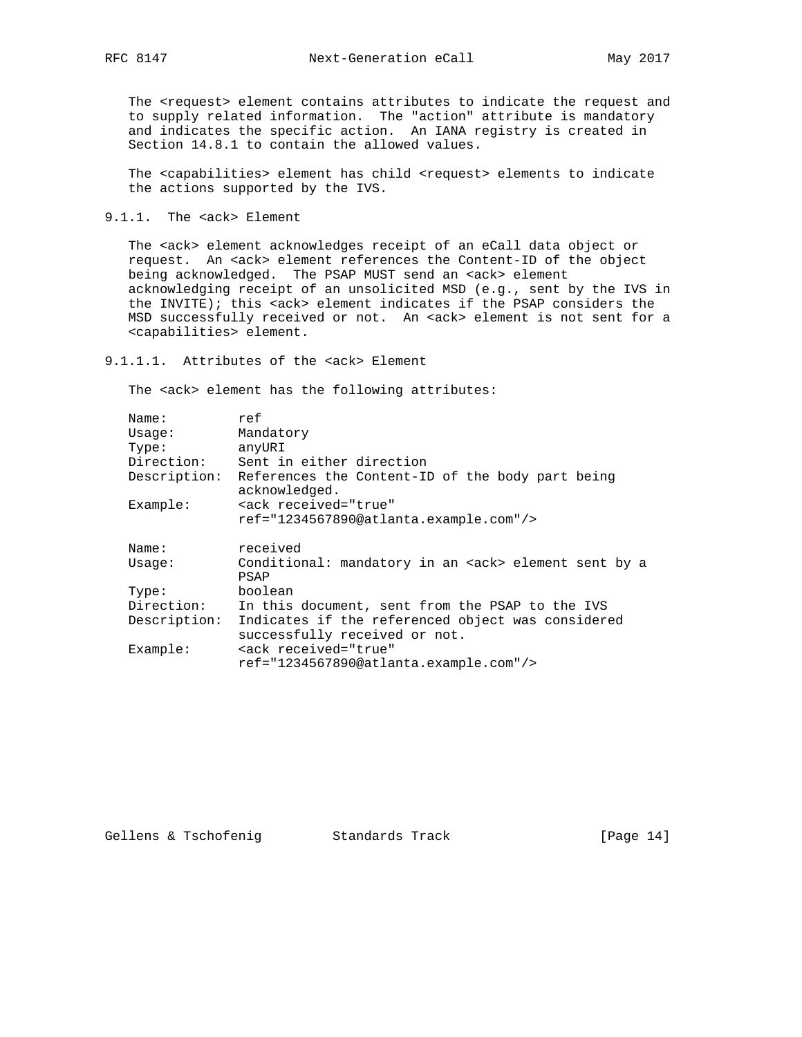The <request> element contains attributes to indicate the request and to supply related information. The "action" attribute is mandatory and indicates the specific action. An IANA registry is created in Section 14.8.1 to contain the allowed values.

The <capabilities> element has child <request> elements to indicate the actions supported by the IVS.

#### 9.1.1. The <ack> Element

The <ack> element acknowledges receipt of an eCall data object or request. An <ack> element references the Content-ID of the object being acknowledged. The PSAP MUST send an <ack> element acknowledging receipt of an unsolicited MSD (e.g., sent by the IVS in the INVITE); this <ack> element indicates if the PSAP considers the MSD successfully received or not. An <ack> element is not sent for a <capabilities> element.

##### 9.1.1.1. Attributes of the <ack> Element

The <ack> element has the following attributes:

```
Name:         ref
Usage:        Mandatory
Type:         anyURI
Direction:    Sent in either direction
Description:  References the Content-ID of the body part being
              acknowledged.
Example:      <ack received="true"
              ref="1234567890@atlanta.example.com"/>

Name:         received
Usage:        Conditional: mandatory in an <ack> element sent by a
              PSAP
Type:         boolean
Direction:    In this document, sent from the PSAP to the IVS
Description:  Indicates if the referenced object was considered
              successfully received or not.
Example:      <ack received="true"
              ref="1234567890@atlanta.example.com"/>
```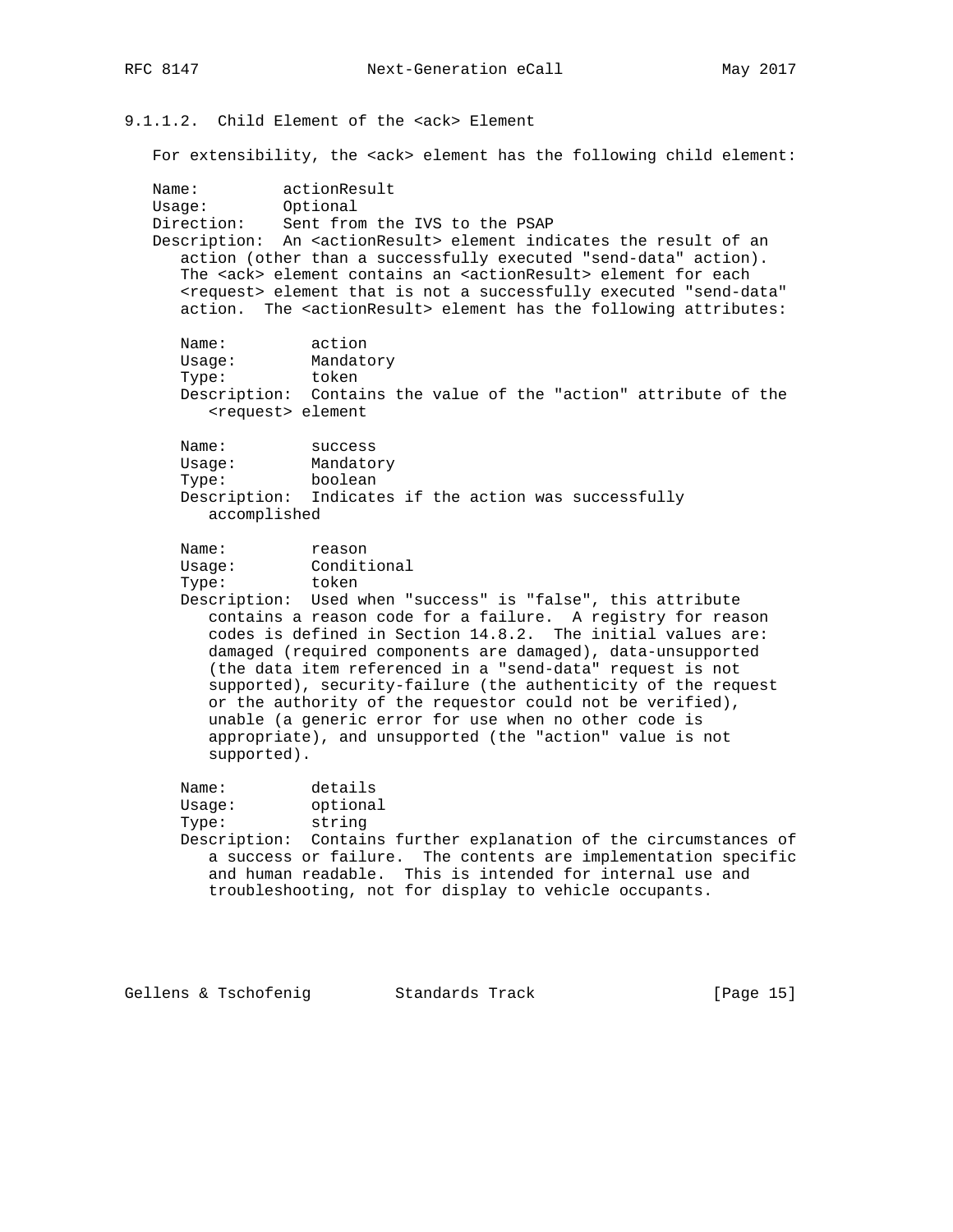#### 9.1.1.2. Child Element of the <ack> Element

For extensibility, the <ack> element has the following child element:

Name: actionResult
Usage: Optional
Direction: Sent from the IVS to the PSAP
Description: An <actionResult> element indicates the result of an action (other than a successfully executed "send-data" action). The <ack> element contains an <actionResult> element for each <request> element that is not a successfully executed "send-data" action. The <actionResult> element has the following attributes:

Name: action
Usage: Mandatory
Type: token
Description: Contains the value of the "action" attribute of the <request> element

Name: success
Usage: Mandatory
Type: boolean
Description: Indicates if the action was successfully accomplished

Name: reason
Usage: Conditional
Type: token
Description: Used when "success" is "false", this attribute contains a reason code for a failure. A registry for reason codes is defined in Section 14.8.2. The initial values are: damaged (required components are damaged), data-unsupported (the data item referenced in a "send-data" request is not supported), security-failure (the authenticity of the request or the authority of the requestor could not be verified), unable (a generic error for use when no other code is appropriate), and unsupported (the "action" value is not supported).

Name: details
Usage: optional
Type: string
Description: Contains further explanation of the circumstances of a success or failure. The contents are implementation specific and human readable. This is intended for internal use and troubleshooting, not for display to vehicle occupants.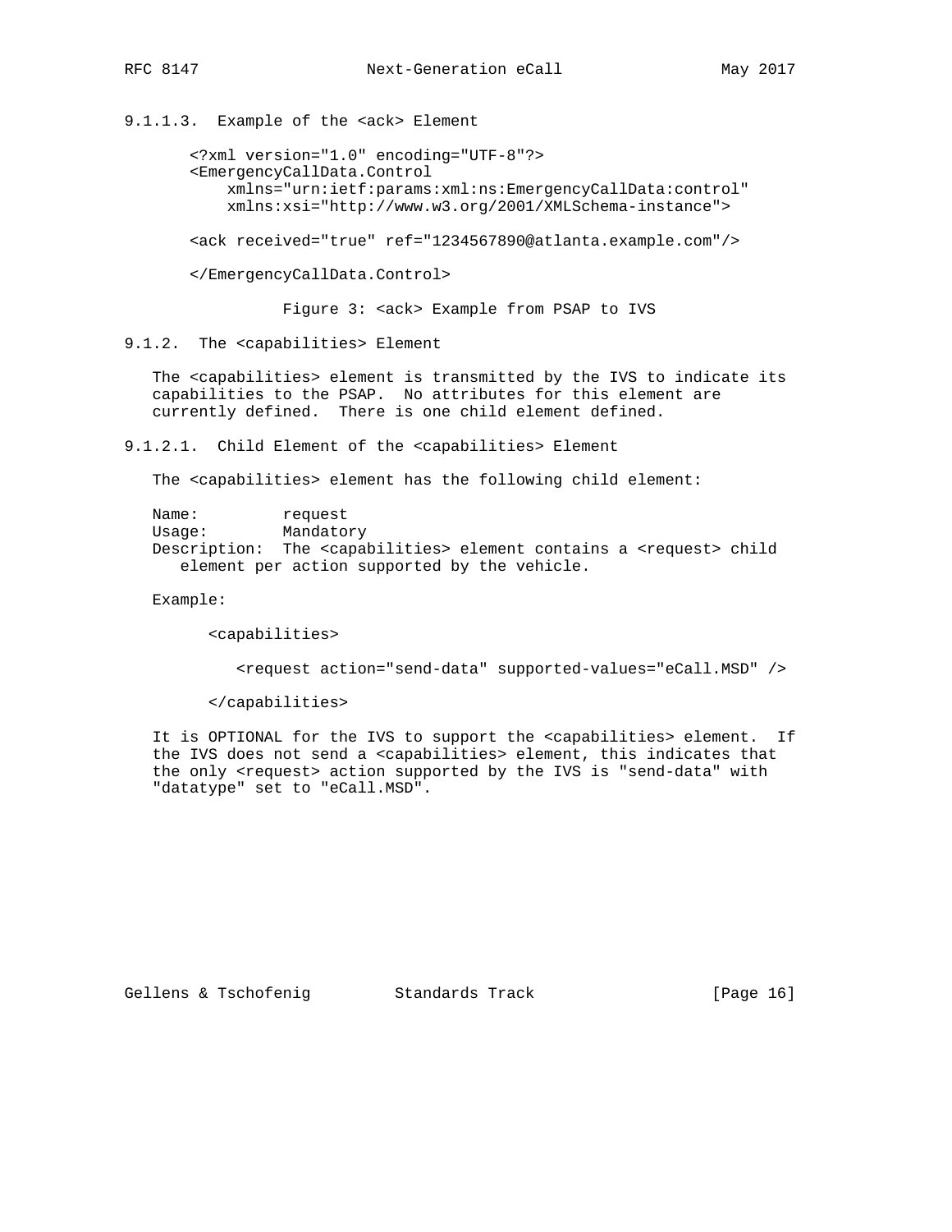#### 9.1.1.3. Example of the <ack> Element

```
<?xml version="1.0" encoding="UTF-8"?>
<EmergencyCallData.Control
    xmlns="urn:ietf:params:xml:ns:EmergencyCallData:control"
    xmlns:xsi="http://www.w3.org/2001/XMLSchema-instance">

<ack received="true" ref="1234567890@atlanta.example.com"/>

</EmergencyCallData.Control>
```

Figure 3: <ack> Example from PSAP to IVS

### 9.1.2. The <capabilities> Element

The <capabilities> element is transmitted by the IVS to indicate its capabilities to the PSAP. No attributes for this element are currently defined. There is one child element defined.

#### 9.1.2.1. Child Element of the <capabilities> Element

The <capabilities> element has the following child element:

Name: request
Usage: Mandatory
Description: The <capabilities> element contains a <request> child element per action supported by the vehicle.

Example:

```
<capabilities>

   <request action="send-data" supported-values="eCall.MSD" />

</capabilities>
```

It is OPTIONAL for the IVS to support the <capabilities> element. If the IVS does not send a <capabilities> element, this indicates that the only <request> action supported by the IVS is "send-data" with "datatype" set to "eCall.MSD".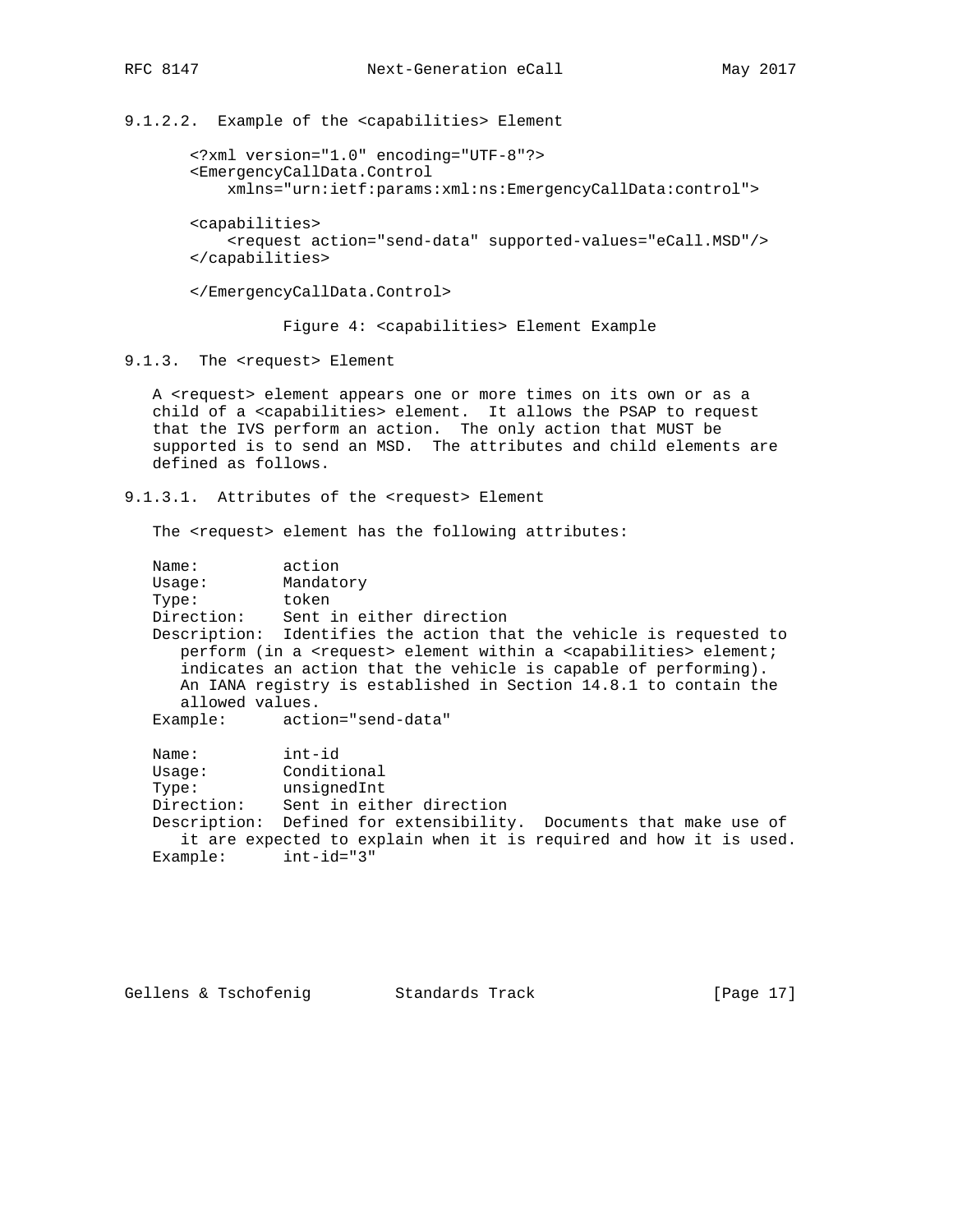#### 9.1.2.2. Example of the <capabilities> Element

```
<?xml version="1.0" encoding="UTF-8"?>
<EmergencyCallData.Control
    xmlns="urn:ietf:params:xml:ns:EmergencyCallData:control">

<capabilities>
    <request action="send-data" supported-values="eCall.MSD"/>
</capabilities>

</EmergencyCallData.Control>
```

Figure 4: <capabilities> Element Example

### 9.1.3. The <request> Element

A <request> element appears one or more times on its own or as a child of a <capabilities> element. It allows the PSAP to request that the IVS perform an action. The only action that MUST be supported is to send an MSD. The attributes and child elements are defined as follows.

#### 9.1.3.1. Attributes of the <request> Element

The <request> element has the following attributes:

```
Name:         action
Usage:        Mandatory
Type:         token
Direction:    Sent in either direction
Description:  Identifies the action that the vehicle is requested to
   perform (in a <request> element within a <capabilities> element;
   indicates an action that the vehicle is capable of performing).
   An IANA registry is established in Section 14.8.1 to contain the
   allowed values.
Example:      action="send-data"

Name:         int-id
Usage:        Conditional
Type:         unsignedInt
Direction:    Sent in either direction
Description:  Defined for extensibility.  Documents that make use of
   it are expected to explain when it is required and how it is used.
Example:      int-id="3"
```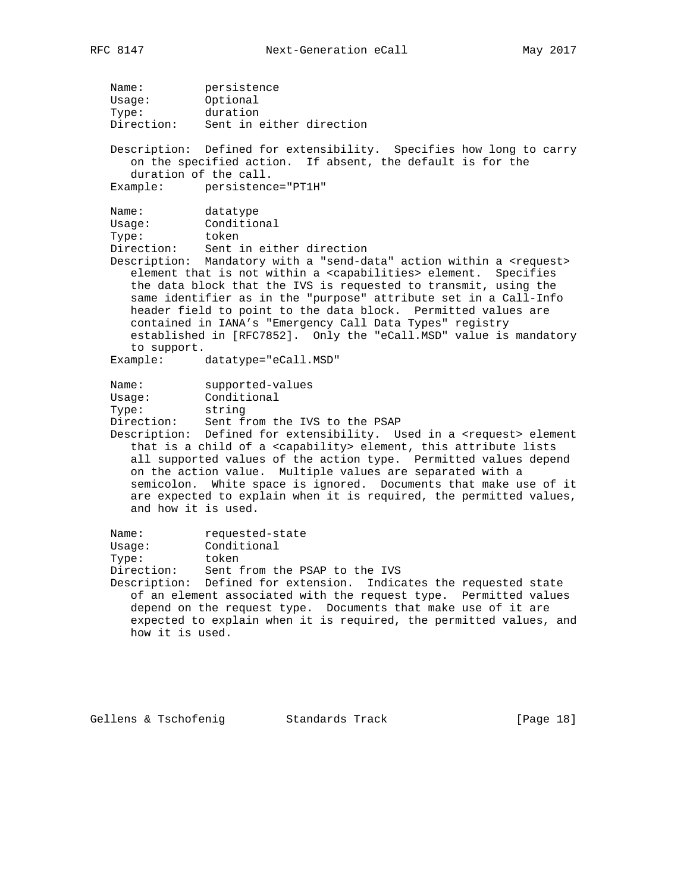Name: persistence
Usage: Optional
Type: duration
Direction: Sent in either direction

Description: Defined for extensibility. Specifies how long to carry on the specified action. If absent, the default is for the duration of the call.

Example: persistence="PT1H"

Name: datatype
Usage: Conditional
Type: token
Direction: Sent in either direction

Description: Mandatory with a "send-data" action within a <request> element that is not within a <capabilities> element. Specifies the data block that the IVS is requested to transmit, using the same identifier as in the "purpose" attribute set in a Call-Info header field to point to the data block. Permitted values are contained in IANA's "Emergency Call Data Types" registry established in [RFC7852]. Only the "eCall.MSD" value is mandatory to support.

Example: datatype="eCall.MSD"

Name: supported-values
Usage: Conditional
Type: string
Direction: Sent from the IVS to the PSAP

Description: Defined for extensibility. Used in a <request> element that is a child of a <capability> element, this attribute lists all supported values of the action type. Permitted values depend on the action value. Multiple values are separated with a semicolon. White space is ignored. Documents that make use of it are expected to explain when it is required, the permitted values, and how it is used.

Name: requested-state
Usage: Conditional
Type: token
Direction: Sent from the PSAP to the IVS

Description: Defined for extension. Indicates the requested state of an element associated with the request type. Permitted values depend on the request type. Documents that make use of it are expected to explain when it is required, the permitted values, and how it is used.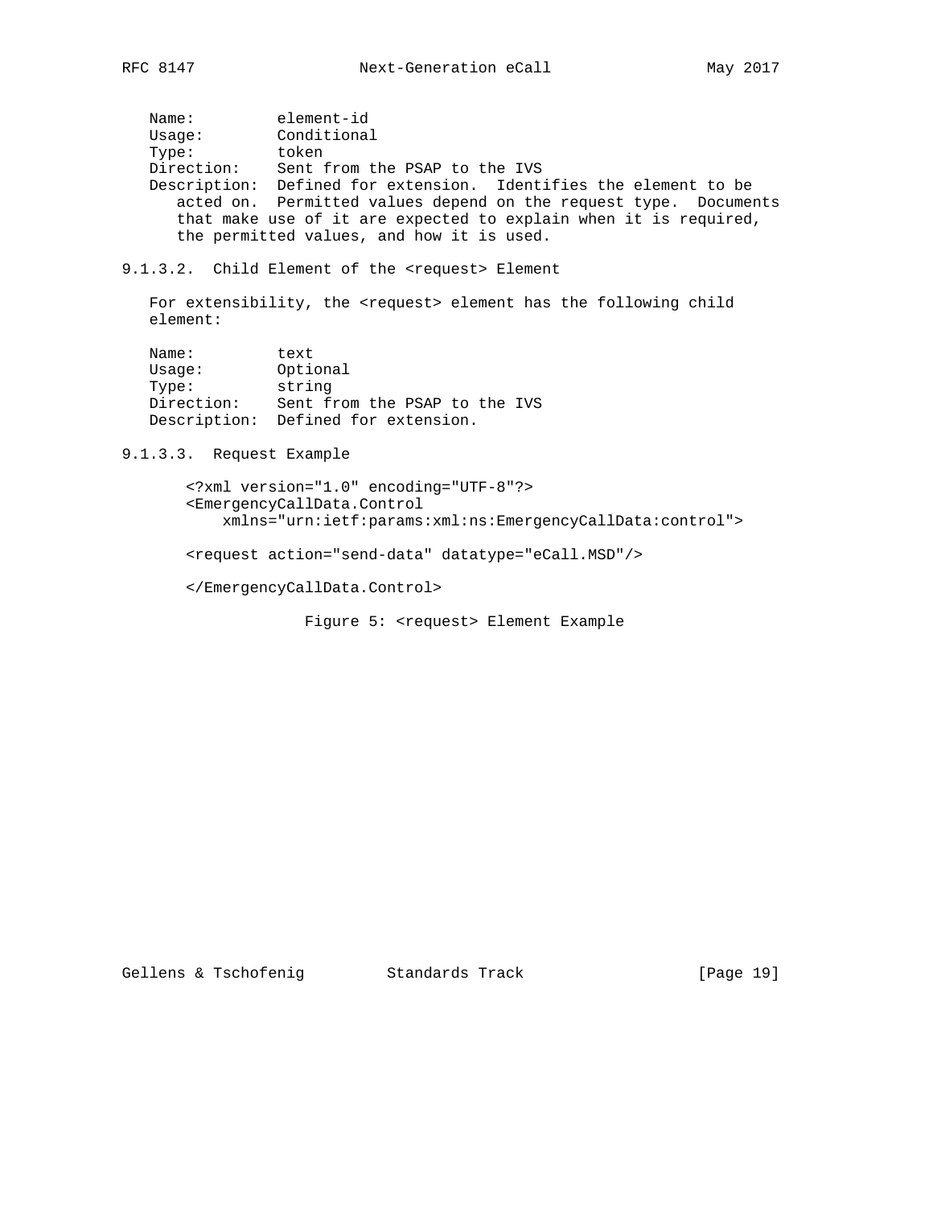Name: element-id
Usage: Conditional
Type: token
Direction: Sent from the PSAP to the IVS
Description: Defined for extension. Identifies the element to be acted on. Permitted values depend on the request type. Documents that make use of it are expected to explain when it is required, the permitted values, and how it is used.

#### 9.1.3.2. Child Element of the <request> Element

For extensibility, the <request> element has the following child element:

Name: text
Usage: Optional
Type: string
Direction: Sent from the PSAP to the IVS
Description: Defined for extension.

#### 9.1.3.3. Request Example

```
<?xml version="1.0" encoding="UTF-8"?>
<EmergencyCallData.Control
    xmlns="urn:ietf:params:xml:ns:EmergencyCallData:control">

<request action="send-data" datatype="eCall.MSD"/>

</EmergencyCallData.Control>
```

Figure 5: <request> Element Example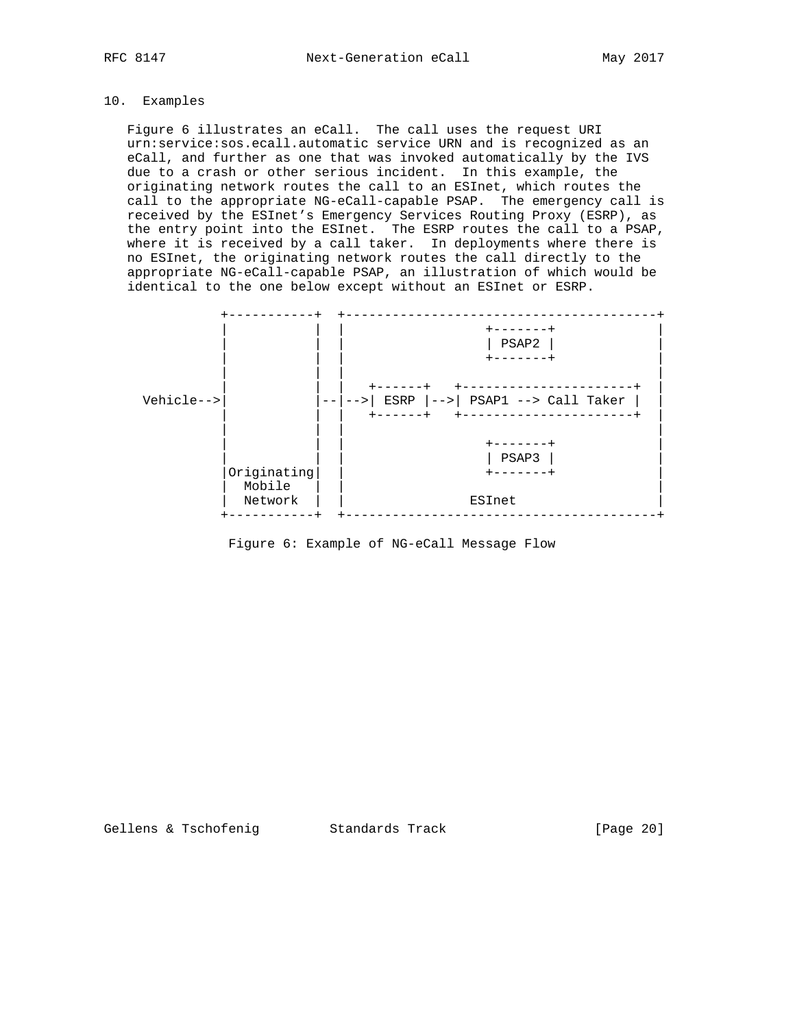## 10. Examples

Figure 6 illustrates an eCall. The call uses the request URI urn:service:sos.ecall.automatic service URN and is recognized as an eCall, and further as one that was invoked automatically by the IVS due to a crash or other serious incident. In this example, the originating network routes the call to an ESInet, which routes the call to the appropriate NG-eCall-capable PSAP. The emergency call is received by the ESInet's Emergency Services Routing Proxy (ESRP), as the entry point into the ESInet. The ESRP routes the call to a PSAP, where it is received by a call taker. In deployments where there is no ESInet, the originating network routes the call directly to the appropriate NG-eCall-capable PSAP, an illustration of which would be identical to the one below except without an ESInet or ESRP.

```
            +-----------+  +----------------------------------------+
            |           |  |                 +-------+              |
            |           |  |                 | PSAP2 |              |
            |           |  |                 +-------+              |
            |           |  |                                        |
            |           |  |  +------+   +----------------------+   |
Vehicle-->|           |--|-->| ESRP |-->| PSAP1 --> Call Taker |   |
            |           |  |  +------+   +----------------------+   |
            |           |  |                                        |
            |           |  |                 +-------+              |
            |           |  |                 | PSAP3 |              |
            |Originating|  |                 +-------+              |
            |  Mobile   |  |                                        |
            |  Network  |  |                ESInet                  |
            +-----------+  +----------------------------------------+
```

Figure 6: Example of NG-eCall Message Flow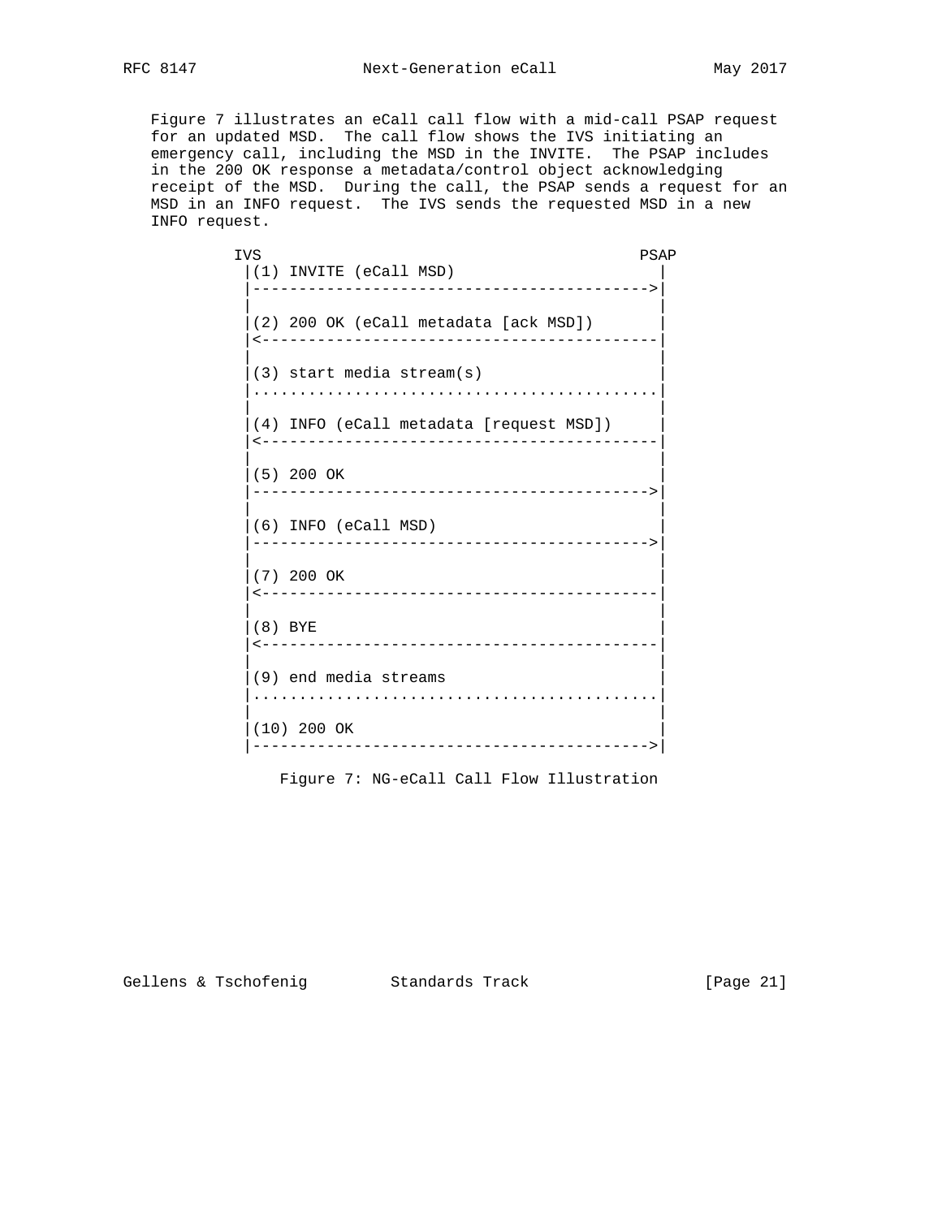Figure 7 illustrates an eCall call flow with a mid-call PSAP request for an updated MSD. The call flow shows the IVS initiating an emergency call, including the MSD in the INVITE. The PSAP includes in the 200 OK response a metadata/control object acknowledging receipt of the MSD. During the call, the PSAP sends a request for an MSD in an INFO request. The IVS sends the requested MSD in a new INFO request.

```
IVS                                         PSAP
 |(1) INVITE (eCall MSD)                      |
 |------------------------------------------->|
 |                                            |
 |(2) 200 OK (eCall metadata [ack MSD])       |
 |<-------------------------------------------|
 |                                            |
 |(3) start media stream(s)                   |
 |............................................|
 |                                            |
 |(4) INFO (eCall metadata [request MSD])     |
 |<-------------------------------------------|
 |                                            |
 |(5) 200 OK                                  |
 |------------------------------------------->|
 |                                            |
 |(6) INFO (eCall MSD)                        |
 |------------------------------------------->|
 |                                            |
 |(7) 200 OK                                  |
 |<-------------------------------------------|
 |                                            |
 |(8) BYE                                     |
 |<-------------------------------------------|
 |                                            |
 |(9) end media streams                       |
 |............................................|
 |                                            |
 |(10) 200 OK                                 |
 |------------------------------------------->|
```

Figure 7: NG-eCall Call Flow Illustration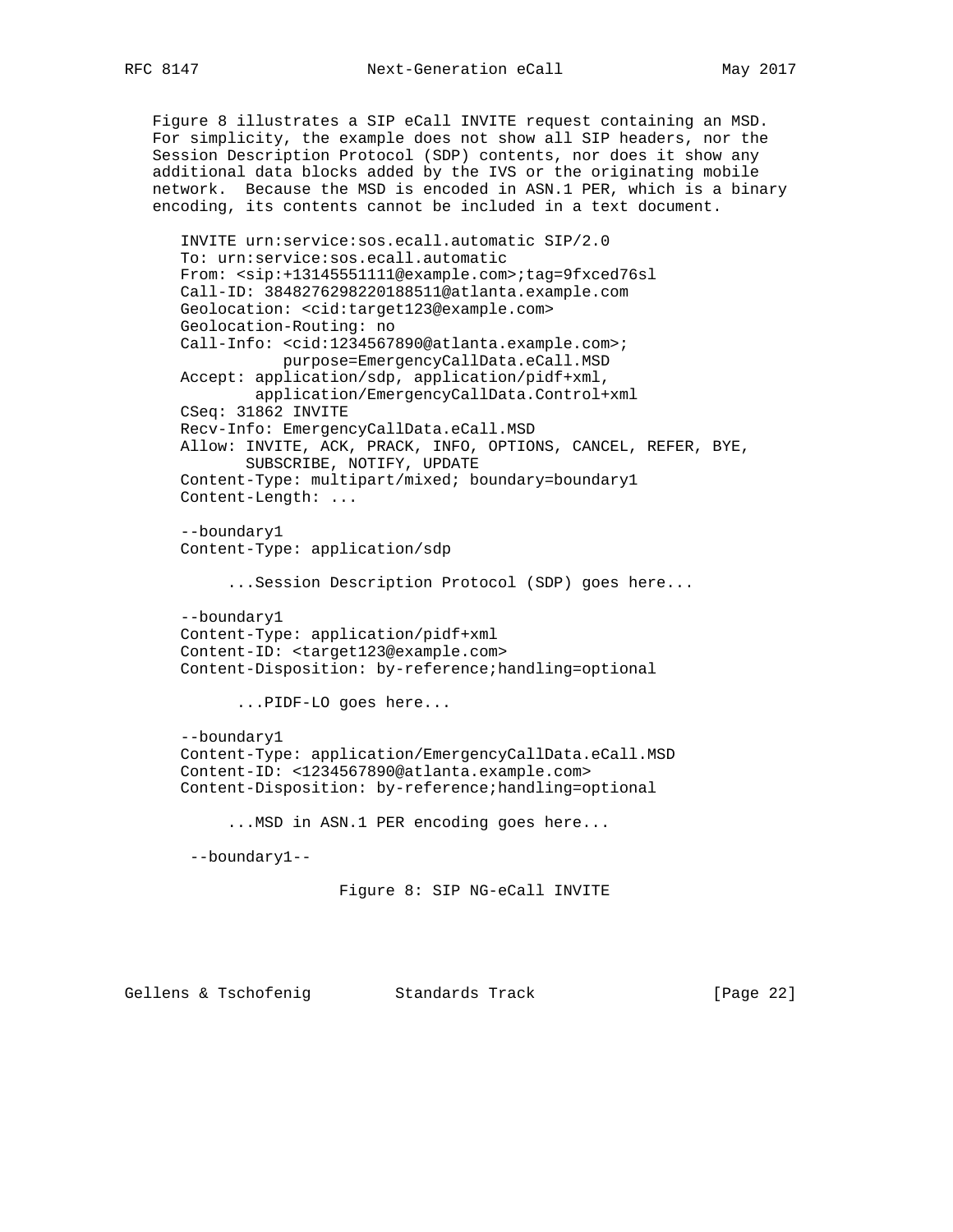Figure 8 illustrates a SIP eCall INVITE request containing an MSD. For simplicity, the example does not show all SIP headers, nor the Session Description Protocol (SDP) contents, nor does it show any additional data blocks added by the IVS or the originating mobile network. Because the MSD is encoded in ASN.1 PER, which is a binary encoding, its contents cannot be included in a text document.

```
INVITE urn:service:sos.ecall.automatic SIP/2.0
To: urn:service:sos.ecall.automatic
From: <sip:+13145551111@example.com>;tag=9fxced76sl
Call-ID: 3848276298220188511@atlanta.example.com
Geolocation: <cid:target123@example.com>
Geolocation-Routing: no
Call-Info: <cid:1234567890@atlanta.example.com>;
           purpose=EmergencyCallData.eCall.MSD
Accept: application/sdp, application/pidf+xml,
        application/EmergencyCallData.Control+xml
CSeq: 31862 INVITE
Recv-Info: EmergencyCallData.eCall.MSD
Allow: INVITE, ACK, PRACK, INFO, OPTIONS, CANCEL, REFER, BYE,
       SUBSCRIBE, NOTIFY, UPDATE
Content-Type: multipart/mixed; boundary=boundary1
Content-Length: ...

--boundary1
Content-Type: application/sdp

     ...Session Description Protocol (SDP) goes here...

--boundary1
Content-Type: application/pidf+xml
Content-ID: <target123@example.com>
Content-Disposition: by-reference;handling=optional

      ...PIDF-LO goes here...

--boundary1
Content-Type: application/EmergencyCallData.eCall.MSD
Content-ID: <1234567890@atlanta.example.com>
Content-Disposition: by-reference;handling=optional

     ...MSD in ASN.1 PER encoding goes here...

 --boundary1--
```

Figure 8: SIP NG-eCall INVITE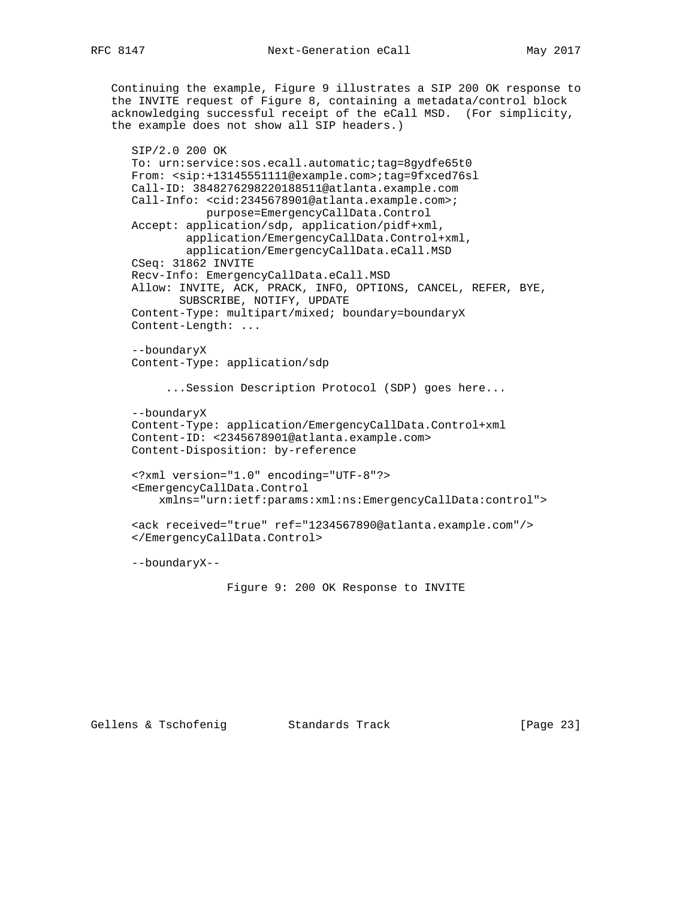Continuing the example, Figure 9 illustrates a SIP 200 OK response to the INVITE request of Figure 8, containing a metadata/control block acknowledging successful receipt of the eCall MSD. (For simplicity, the example does not show all SIP headers.)

```
SIP/2.0 200 OK
To: urn:service:sos.ecall.automatic;tag=8gydfe65t0
From: <sip:+13145551111@example.com>;tag=9fxced76sl
Call-ID: 3848276298220188511@atlanta.example.com
Call-Info: <cid:2345678901@atlanta.example.com>;
           purpose=EmergencyCallData.Control
Accept: application/sdp, application/pidf+xml,
        application/EmergencyCallData.Control+xml,
        application/EmergencyCallData.eCall.MSD
CSeq: 31862 INVITE
Recv-Info: EmergencyCallData.eCall.MSD
Allow: INVITE, ACK, PRACK, INFO, OPTIONS, CANCEL, REFER, BYE,
       SUBSCRIBE, NOTIFY, UPDATE
Content-Type: multipart/mixed; boundary=boundaryX
Content-Length: ...

--boundaryX
Content-Type: application/sdp

     ...Session Description Protocol (SDP) goes here...

--boundaryX
Content-Type: application/EmergencyCallData.Control+xml
Content-ID: <2345678901@atlanta.example.com>
Content-Disposition: by-reference

<?xml version="1.0" encoding="UTF-8"?>
<EmergencyCallData.Control
    xmlns="urn:ietf:params:xml:ns:EmergencyCallData:control">

<ack received="true" ref="1234567890@atlanta.example.com"/>
</EmergencyCallData.Control>

--boundaryX--
```

Figure 9: 200 OK Response to INVITE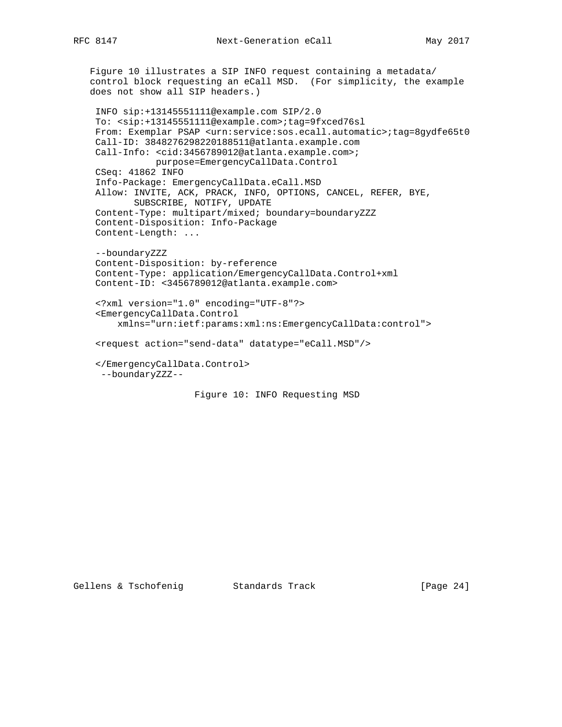Figure 10 illustrates a SIP INFO request containing a metadata/ control block requesting an eCall MSD. (For simplicity, the example does not show all SIP headers.)

```
 INFO sip:+13145551111@example.com SIP/2.0
 To: <sip:+13145551111@example.com>;tag=9fxced76sl
 From: Exemplar PSAP <urn:service:sos.ecall.automatic>;tag=8gydfe65t0
 Call-ID: 3848276298220188511@atlanta.example.com
 Call-Info: <cid:3456789012@atlanta.example.com>;
            purpose=EmergencyCallData.Control
 CSeq: 41862 INFO
 Info-Package: EmergencyCallData.eCall.MSD
 Allow: INVITE, ACK, PRACK, INFO, OPTIONS, CANCEL, REFER, BYE,
        SUBSCRIBE, NOTIFY, UPDATE
 Content-Type: multipart/mixed; boundary=boundaryZZZ
 Content-Disposition: Info-Package
 Content-Length: ...

 --boundaryZZZ
 Content-Disposition: by-reference
 Content-Type: application/EmergencyCallData.Control+xml
 Content-ID: <3456789012@atlanta.example.com>

 <?xml version="1.0" encoding="UTF-8"?>
 <EmergencyCallData.Control
     xmlns="urn:ietf:params:xml:ns:EmergencyCallData:control">

 <request action="send-data" datatype="eCall.MSD"/>

 </EmergencyCallData.Control>
  --boundaryZZZ--
```

Figure 10: INFO Requesting MSD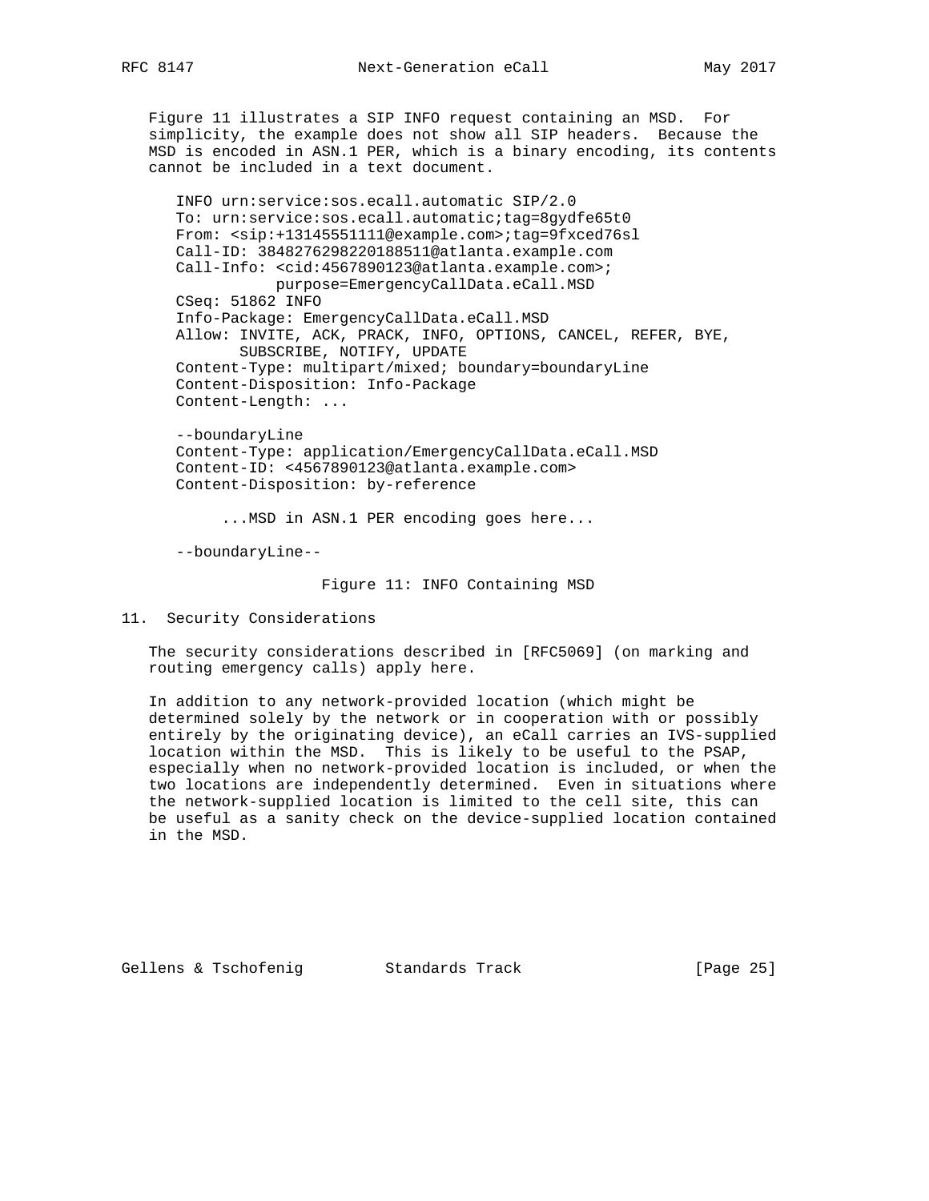Figure 11 illustrates a SIP INFO request containing an MSD. For simplicity, the example does not show all SIP headers. Because the MSD is encoded in ASN.1 PER, which is a binary encoding, its contents cannot be included in a text document.

```
INFO urn:service:sos.ecall.automatic SIP/2.0
To: urn:service:sos.ecall.automatic;tag=8gydfe65t0
From: <sip:+13145551111@example.com>;tag=9fxced76sl
Call-ID: 3848276298220188511@atlanta.example.com
Call-Info: <cid:4567890123@atlanta.example.com>;
           purpose=EmergencyCallData.eCall.MSD
CSeq: 51862 INFO
Info-Package: EmergencyCallData.eCall.MSD
Allow: INVITE, ACK, PRACK, INFO, OPTIONS, CANCEL, REFER, BYE,
       SUBSCRIBE, NOTIFY, UPDATE
Content-Type: multipart/mixed; boundary=boundaryLine
Content-Disposition: Info-Package
Content-Length: ...

--boundaryLine
Content-Type: application/EmergencyCallData.eCall.MSD
Content-ID: <4567890123@atlanta.example.com>
Content-Disposition: by-reference

     ...MSD in ASN.1 PER encoding goes here...

--boundaryLine--
```

Figure 11: INFO Containing MSD

## 11. Security Considerations

The security considerations described in [RFC5069] (on marking and routing emergency calls) apply here.

In addition to any network-provided location (which might be determined solely by the network or in cooperation with or possibly entirely by the originating device), an eCall carries an IVS-supplied location within the MSD. This is likely to be useful to the PSAP, especially when no network-provided location is included, or when the two locations are independently determined. Even in situations where the network-supplied location is limited to the cell site, this can be useful as a sanity check on the device-supplied location contained in the MSD.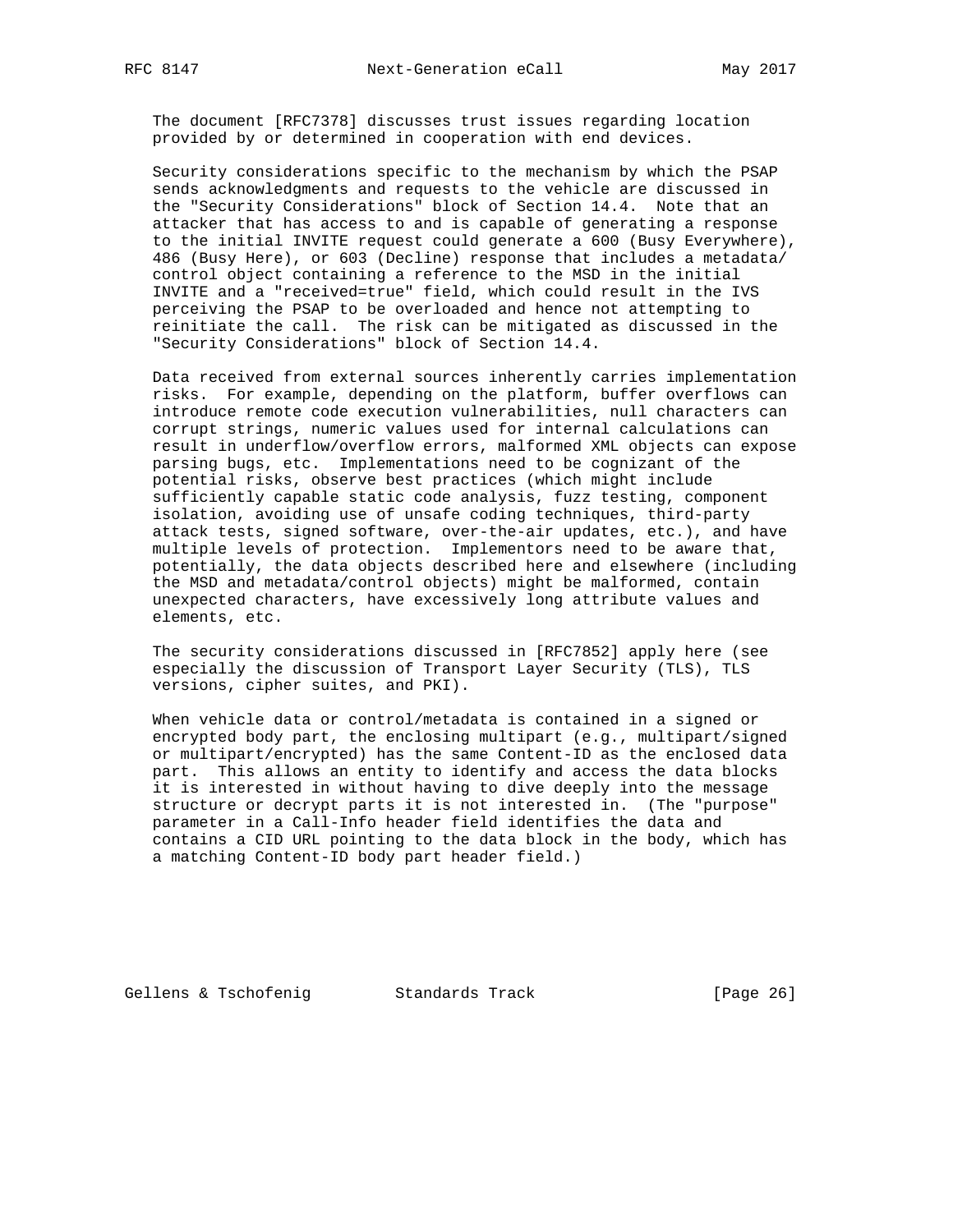The document [RFC7378] discusses trust issues regarding location provided by or determined in cooperation with end devices.

Security considerations specific to the mechanism by which the PSAP sends acknowledgments and requests to the vehicle are discussed in the "Security Considerations" block of Section 14.4. Note that an attacker that has access to and is capable of generating a response to the initial INVITE request could generate a 600 (Busy Everywhere), 486 (Busy Here), or 603 (Decline) response that includes a metadata/control object containing a reference to the MSD in the initial INVITE and a "received=true" field, which could result in the IVS perceiving the PSAP to be overloaded and hence not attempting to reinitiate the call. The risk can be mitigated as discussed in the "Security Considerations" block of Section 14.4.

Data received from external sources inherently carries implementation risks. For example, depending on the platform, buffer overflows can introduce remote code execution vulnerabilities, null characters can corrupt strings, numeric values used for internal calculations can result in underflow/overflow errors, malformed XML objects can expose parsing bugs, etc. Implementations need to be cognizant of the potential risks, observe best practices (which might include sufficiently capable static code analysis, fuzz testing, component isolation, avoiding use of unsafe coding techniques, third-party attack tests, signed software, over-the-air updates, etc.), and have multiple levels of protection. Implementors need to be aware that, potentially, the data objects described here and elsewhere (including the MSD and metadata/control objects) might be malformed, contain unexpected characters, have excessively long attribute values and elements, etc.

The security considerations discussed in [RFC7852] apply here (see especially the discussion of Transport Layer Security (TLS), TLS versions, cipher suites, and PKI).

When vehicle data or control/metadata is contained in a signed or encrypted body part, the enclosing multipart (e.g., multipart/signed or multipart/encrypted) has the same Content-ID as the enclosed data part. This allows an entity to identify and access the data blocks it is interested in without having to dive deeply into the message structure or decrypt parts it is not interested in. (The "purpose" parameter in a Call-Info header field identifies the data and contains a CID URL pointing to the data block in the body, which has a matching Content-ID body part header field.)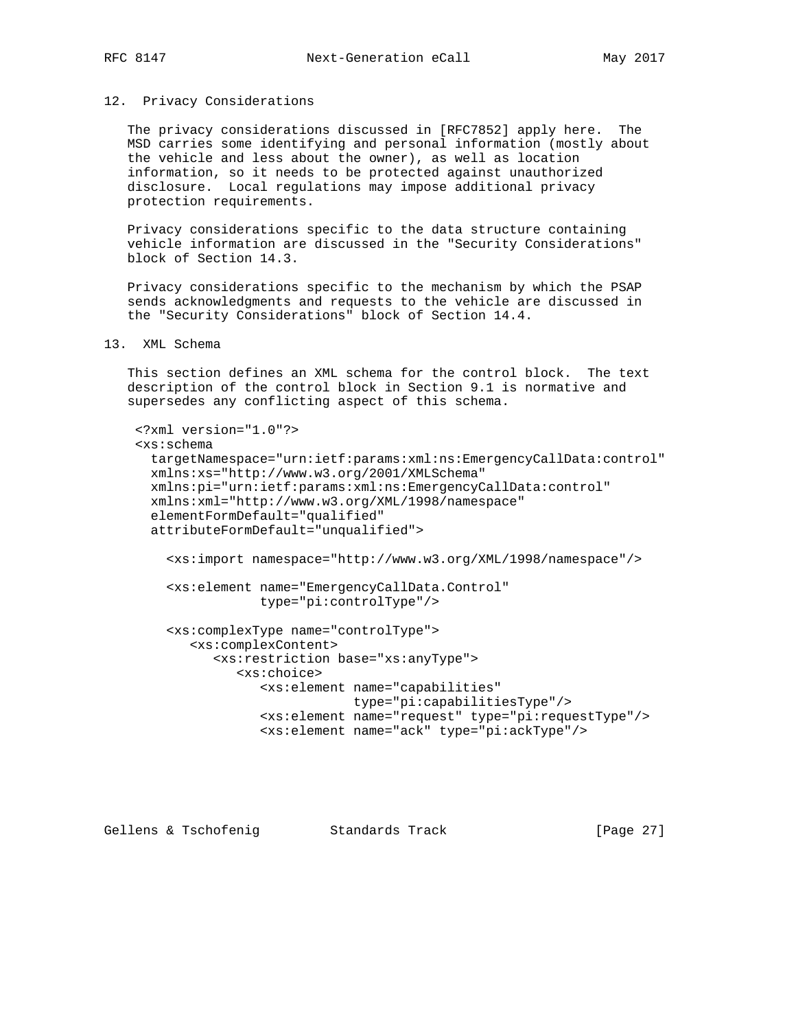## 12. Privacy Considerations

The privacy considerations discussed in [RFC7852] apply here. The MSD carries some identifying and personal information (mostly about the vehicle and less about the owner), as well as location information, so it needs to be protected against unauthorized disclosure. Local regulations may impose additional privacy protection requirements.

Privacy considerations specific to the data structure containing vehicle information are discussed in the "Security Considerations" block of Section 14.3.

Privacy considerations specific to the mechanism by which the PSAP sends acknowledgments and requests to the vehicle are discussed in the "Security Considerations" block of Section 14.4.

## 13. XML Schema

This section defines an XML schema for the control block. The text description of the control block in Section 9.1 is normative and supersedes any conflicting aspect of this schema.

```
<?xml version="1.0"?>
<xs:schema
  targetNamespace="urn:ietf:params:xml:ns:EmergencyCallData:control"
  xmlns:xs="http://www.w3.org/2001/XMLSchema"
  xmlns:pi="urn:ietf:params:xml:ns:EmergencyCallData:control"
  xmlns:xml="http://www.w3.org/XML/1998/namespace"
  elementFormDefault="qualified"
  attributeFormDefault="unqualified">

    <xs:import namespace="http://www.w3.org/XML/1998/namespace"/>

    <xs:element name="EmergencyCallData.Control"
                type="pi:controlType"/>

    <xs:complexType name="controlType">
       <xs:complexContent>
          <xs:restriction base="xs:anyType">
             <xs:choice>
                <xs:element name="capabilities"
                            type="pi:capabilitiesType"/>
                <xs:element name="request" type="pi:requestType"/>
                <xs:element name="ack" type="pi:ackType"/>
```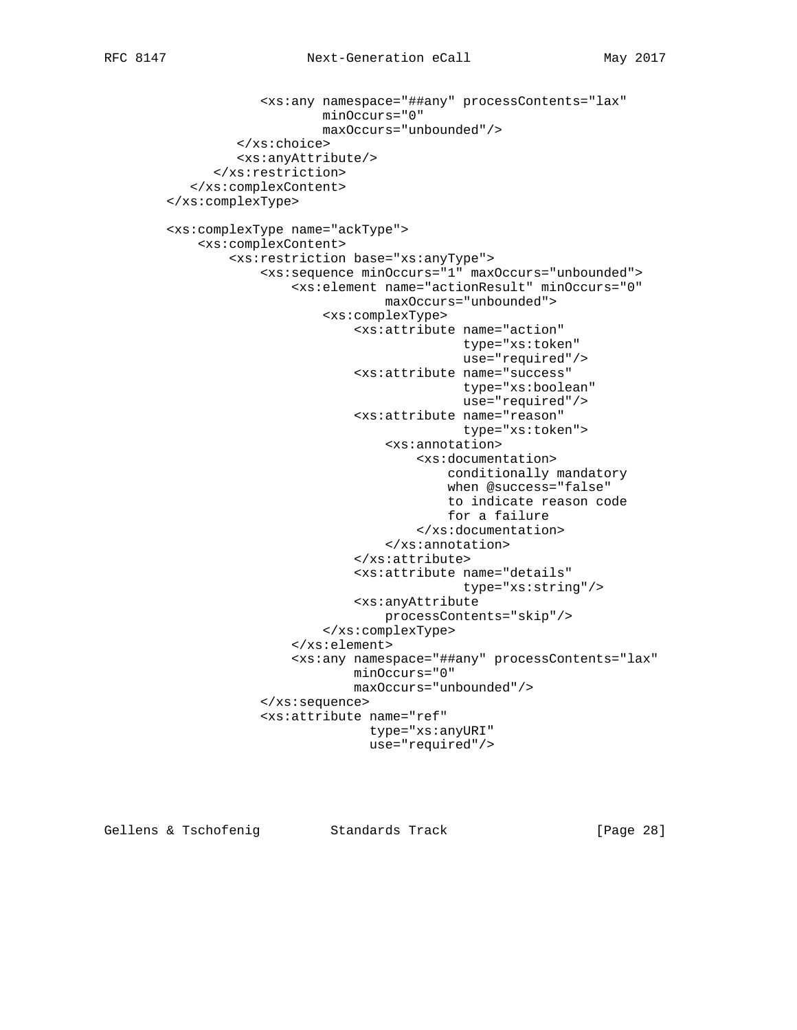```
                <xs:any namespace="##any" processContents="lax"
                        minOccurs="0"
                        maxOccurs="unbounded"/>
            </xs:choice>
            <xs:anyAttribute/>
         </xs:restriction>
      </xs:complexContent>
   </xs:complexType>

   <xs:complexType name="ackType">
       <xs:complexContent>
           <xs:restriction base="xs:anyType">
               <xs:sequence minOccurs="1" maxOccurs="unbounded">
                   <xs:element name="actionResult" minOccurs="0"
                               maxOccurs="unbounded">
                       <xs:complexType>
                           <xs:attribute name="action"
                                         type="xs:token"
                                         use="required"/>
                           <xs:attribute name="success"
                                         type="xs:boolean"
                                         use="required"/>
                           <xs:attribute name="reason"
                                         type="xs:token">
                               <xs:annotation>
                                   <xs:documentation>
                                       conditionally mandatory
                                       when @success="false"
                                       to indicate reason code
                                       for a failure
                                   </xs:documentation>
                               </xs:annotation>
                           </xs:attribute>
                           <xs:attribute name="details"
                                         type="xs:string"/>
                           <xs:anyAttribute
                               processContents="skip"/>
                       </xs:complexType>
                   </xs:element>
                   <xs:any namespace="##any" processContents="lax"
                           minOccurs="0"
                           maxOccurs="unbounded"/>
               </xs:sequence>
               <xs:attribute name="ref"
                             type="xs:anyURI"
                             use="required"/>
```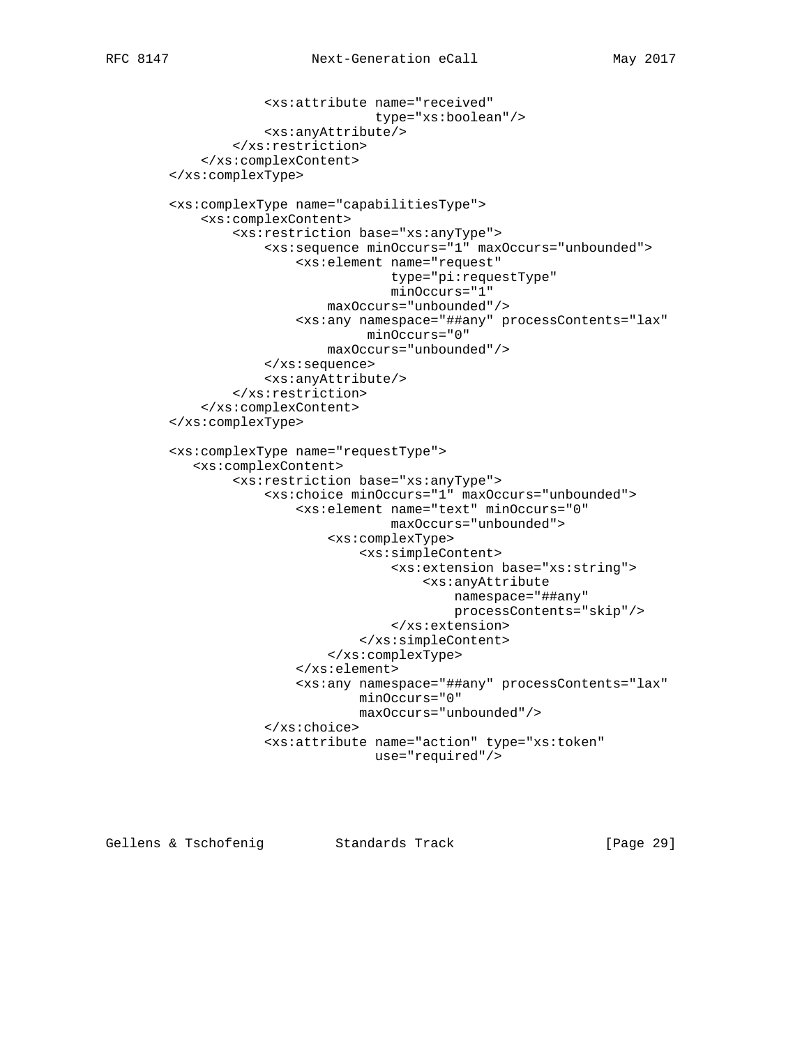```
                <xs:attribute name="received"
                              type="xs:boolean"/>
                <xs:anyAttribute/>
            </xs:restriction>
        </xs:complexContent>
    </xs:complexType>

    <xs:complexType name="capabilitiesType">
        <xs:complexContent>
            <xs:restriction base="xs:anyType">
                <xs:sequence minOccurs="1" maxOccurs="unbounded">
                    <xs:element name="request"
                                type="pi:requestType"
                                minOccurs="1"
                        maxOccurs="unbounded"/>
                    <xs:any namespace="##any" processContents="lax"
                            minOccurs="0"
                        maxOccurs="unbounded"/>
                </xs:sequence>
                <xs:anyAttribute/>
            </xs:restriction>
        </xs:complexContent>
    </xs:complexType>

    <xs:complexType name="requestType">
       <xs:complexContent>
            <xs:restriction base="xs:anyType">
                <xs:choice minOccurs="1" maxOccurs="unbounded">
                    <xs:element name="text" minOccurs="0"
                                maxOccurs="unbounded">
                        <xs:complexType>
                            <xs:simpleContent>
                                <xs:extension base="xs:string">
                                    <xs:anyAttribute
                                        namespace="##any"
                                        processContents="skip"/>
                                </xs:extension>
                            </xs:simpleContent>
                        </xs:complexType>
                    </xs:element>
                    <xs:any namespace="##any" processContents="lax"
                            minOccurs="0"
                            maxOccurs="unbounded"/>
                </xs:choice>
                <xs:attribute name="action" type="xs:token"
                              use="required"/>
```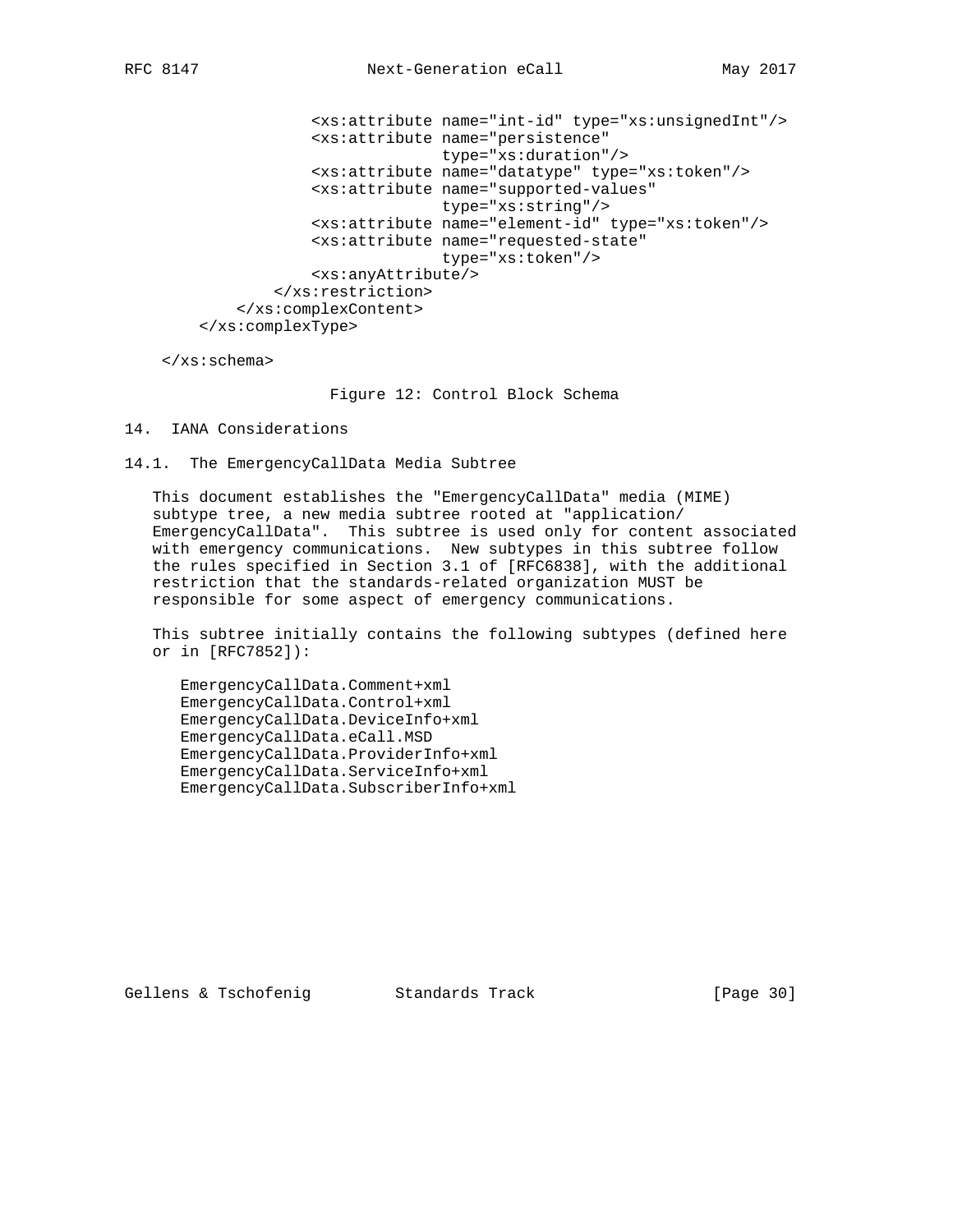```
                <xs:attribute name="int-id" type="xs:unsignedInt"/>
                <xs:attribute name="persistence"
                              type="xs:duration"/>
                <xs:attribute name="datatype" type="xs:token"/>
                <xs:attribute name="supported-values"
                              type="xs:string"/>
                <xs:attribute name="element-id" type="xs:token"/>
                <xs:attribute name="requested-state"
                              type="xs:token"/>
                <xs:anyAttribute/>
            </xs:restriction>
        </xs:complexContent>
    </xs:complexType>

 </xs:schema>
```

Figure 12: Control Block Schema

## 14. IANA Considerations

### 14.1. The EmergencyCallData Media Subtree

This document establishes the "EmergencyCallData" media (MIME) subtype tree, a new media subtree rooted at "application/EmergencyCallData". This subtree is used only for content associated with emergency communications. New subtypes in this subtree follow the rules specified in Section 3.1 of [RFC6838], with the additional restriction that the standards-related organization MUST be responsible for some aspect of emergency communications.

This subtree initially contains the following subtypes (defined here or in [RFC7852]):

```
EmergencyCallData.Comment+xml
EmergencyCallData.Control+xml
EmergencyCallData.DeviceInfo+xml
EmergencyCallData.eCall.MSD
EmergencyCallData.ProviderInfo+xml
EmergencyCallData.ServiceInfo+xml
EmergencyCallData.SubscriberInfo+xml
```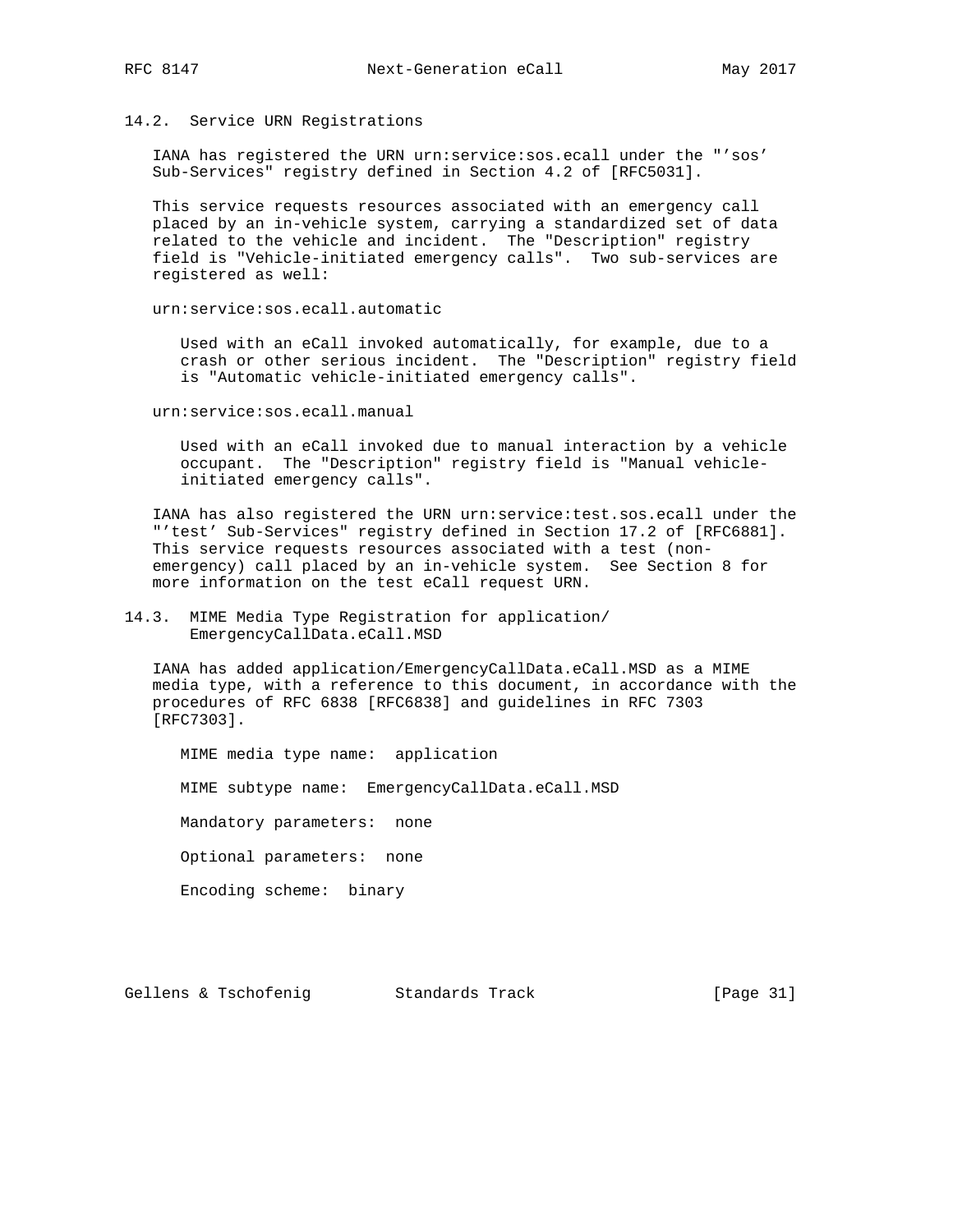### 14.2. Service URN Registrations

IANA has registered the URN urn:service:sos.ecall under the "'sos' Sub-Services" registry defined in Section 4.2 of [RFC5031].

This service requests resources associated with an emergency call placed by an in-vehicle system, carrying a standardized set of data related to the vehicle and incident. The "Description" registry field is "Vehicle-initiated emergency calls". Two sub-services are registered as well:

urn:service:sos.ecall.automatic

> Used with an eCall invoked automatically, for example, due to a crash or other serious incident. The "Description" registry field is "Automatic vehicle-initiated emergency calls".

urn:service:sos.ecall.manual

> Used with an eCall invoked due to manual interaction by a vehicle occupant. The "Description" registry field is "Manual vehicle-initiated emergency calls".

IANA has also registered the URN urn:service:test.sos.ecall under the "'test' Sub-Services" registry defined in Section 17.2 of [RFC6881]. This service requests resources associated with a test (non-emergency) call placed by an in-vehicle system. See Section 8 for more information on the test eCall request URN.

### 14.3. MIME Media Type Registration for application/EmergencyCallData.eCall.MSD

IANA has added application/EmergencyCallData.eCall.MSD as a MIME media type, with a reference to this document, in accordance with the procedures of RFC 6838 [RFC6838] and guidelines in RFC 7303 [RFC7303].

MIME media type name: application

MIME subtype name: EmergencyCallData.eCall.MSD

Mandatory parameters: none

Optional parameters: none

Encoding scheme: binary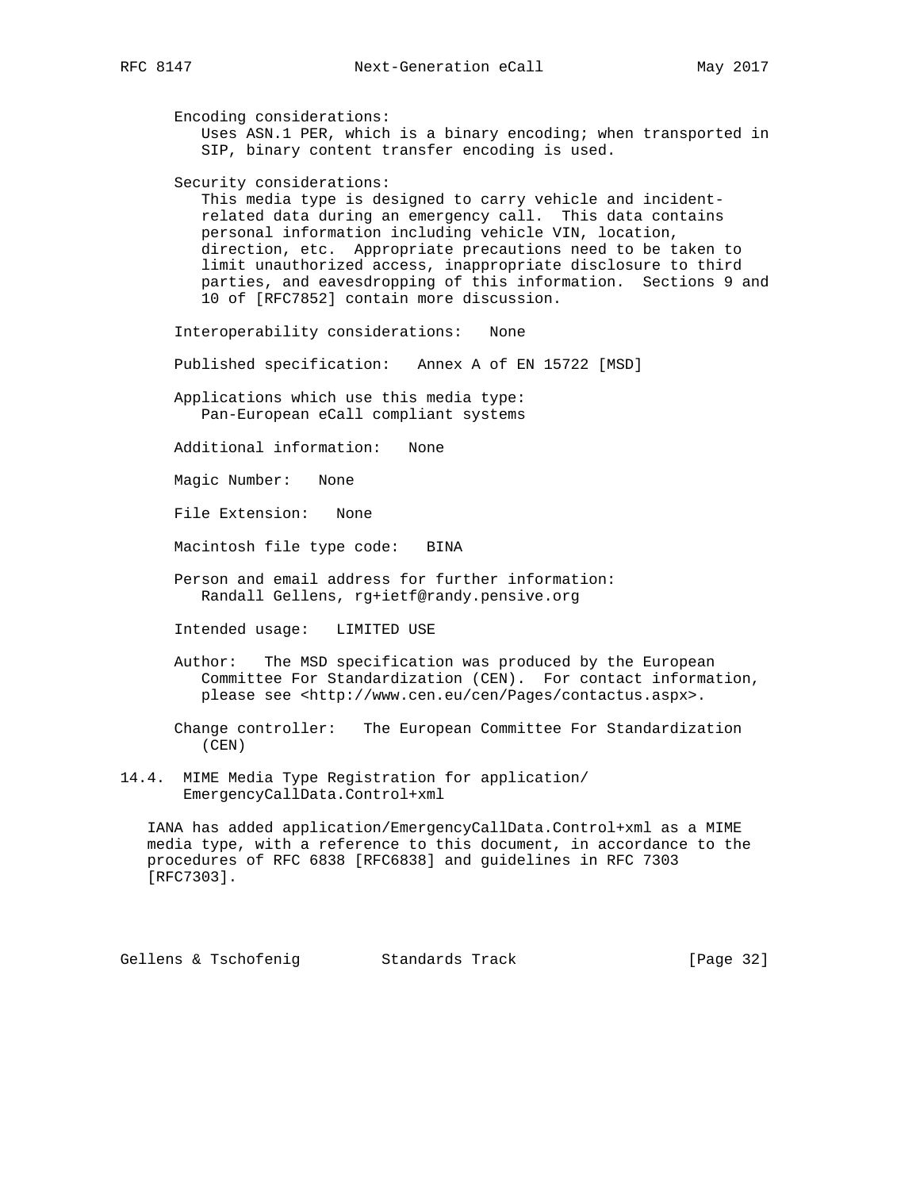Encoding considerations:
Uses ASN.1 PER, which is a binary encoding; when transported in SIP, binary content transfer encoding is used.

Security considerations:
This media type is designed to carry vehicle and incident-related data during an emergency call. This data contains personal information including vehicle VIN, location, direction, etc. Appropriate precautions need to be taken to limit unauthorized access, inappropriate disclosure to third parties, and eavesdropping of this information. Sections 9 and 10 of [RFC7852] contain more discussion.

Interoperability considerations: None

Published specification: Annex A of EN 15722 [MSD]

Applications which use this media type:
Pan-European eCall compliant systems

Additional information: None

Magic Number: None

File Extension: None

Macintosh file type code: BINA

Person and email address for further information:
Randall Gellens, rg+ietf@randy.pensive.org

Intended usage: LIMITED USE

Author: The MSD specification was produced by the European Committee For Standardization (CEN). For contact information, please see <http://www.cen.eu/cen/Pages/contactus.aspx>.

Change controller: The European Committee For Standardization (CEN)

### 14.4. MIME Media Type Registration for application/EmergencyCallData.Control+xml

IANA has added application/EmergencyCallData.Control+xml as a MIME media type, with a reference to this document, in accordance to the procedures of RFC 6838 [RFC6838] and guidelines in RFC 7303 [RFC7303].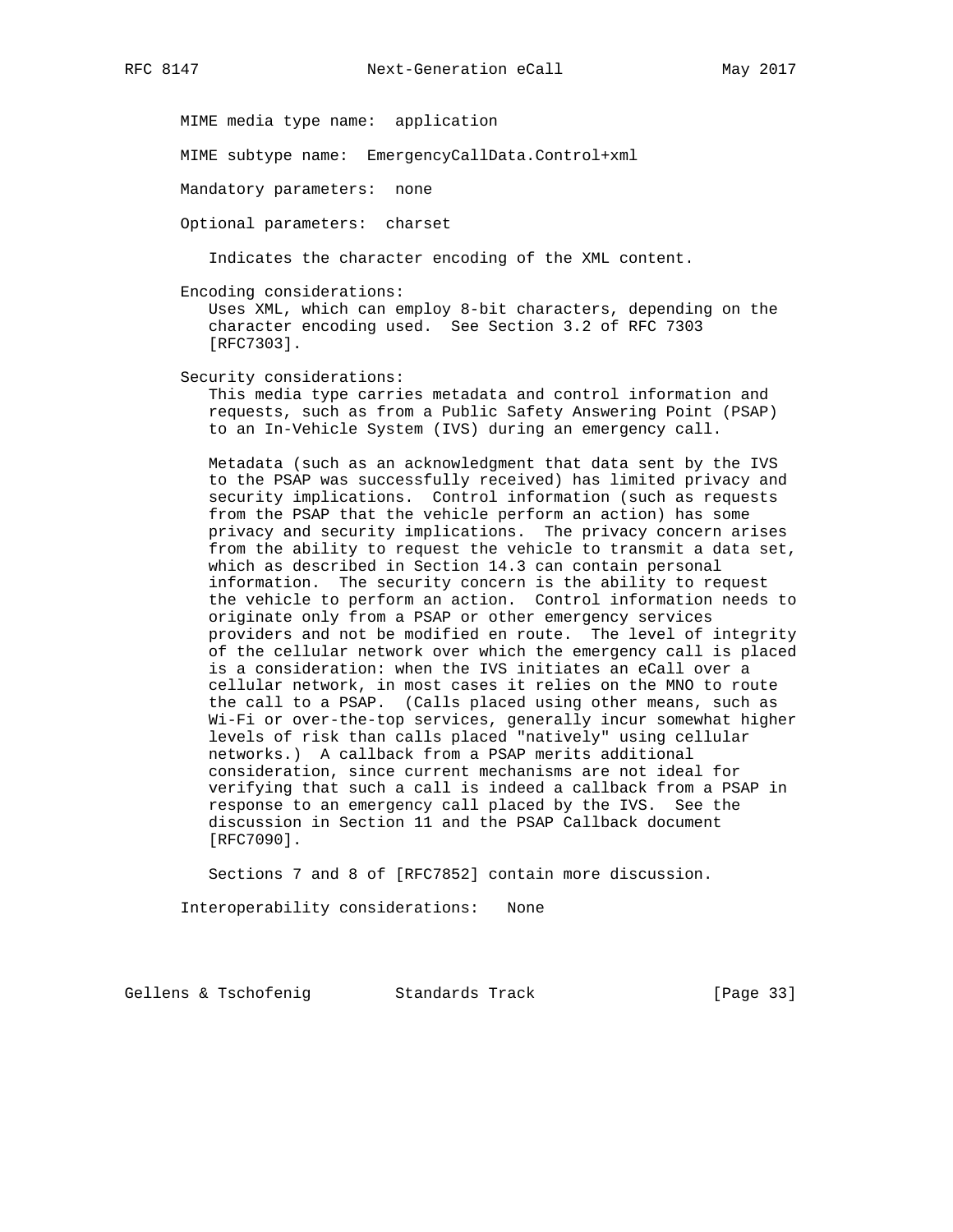MIME media type name: application

MIME subtype name: EmergencyCallData.Control+xml

Mandatory parameters: none

Optional parameters: charset

Indicates the character encoding of the XML content.

Encoding considerations:
Uses XML, which can employ 8-bit characters, depending on the character encoding used. See Section 3.2 of RFC 7303 [RFC7303].

Security considerations:
This media type carries metadata and control information and requests, such as from a Public Safety Answering Point (PSAP) to an In-Vehicle System (IVS) during an emergency call.

Metadata (such as an acknowledgment that data sent by the IVS to the PSAP was successfully received) has limited privacy and security implications. Control information (such as requests from the PSAP that the vehicle perform an action) has some privacy and security implications. The privacy concern arises from the ability to request the vehicle to transmit a data set, which as described in Section 14.3 can contain personal information. The security concern is the ability to request the vehicle to perform an action. Control information needs to originate only from a PSAP or other emergency services providers and not be modified en route. The level of integrity of the cellular network over which the emergency call is placed is a consideration: when the IVS initiates an eCall over a cellular network, in most cases it relies on the MNO to route the call to a PSAP. (Calls placed using other means, such as Wi-Fi or over-the-top services, generally incur somewhat higher levels of risk than calls placed "natively" using cellular networks.) A callback from a PSAP merits additional consideration, since current mechanisms are not ideal for verifying that such a call is indeed a callback from a PSAP in response to an emergency call placed by the IVS. See the discussion in Section 11 and the PSAP Callback document [RFC7090].

Sections 7 and 8 of [RFC7852] contain more discussion.

Interoperability considerations: None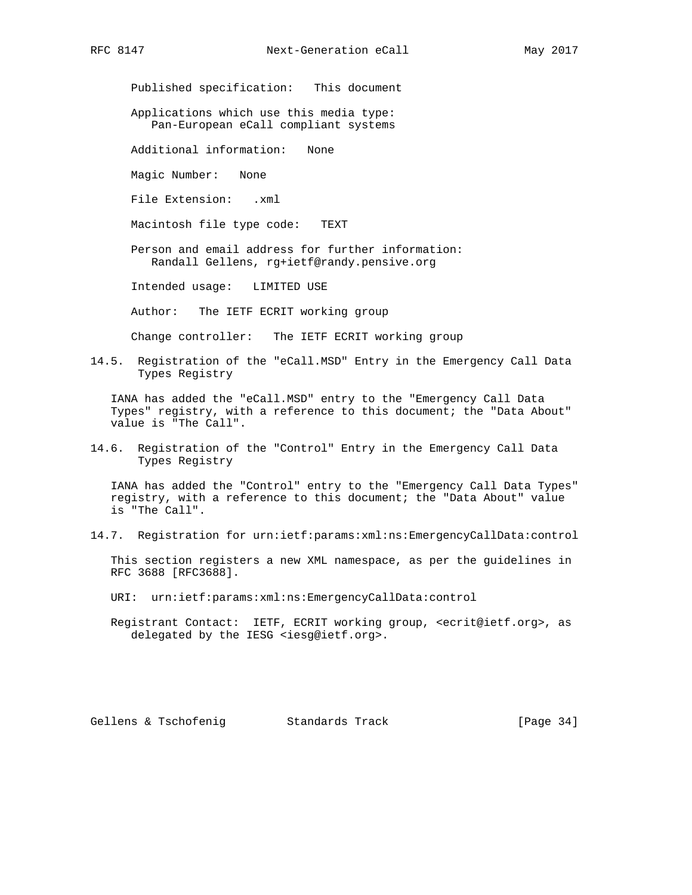Published specification: This document

Applications which use this media type:
Pan-European eCall compliant systems

Additional information: None

Magic Number: None

File Extension: .xml

Macintosh file type code: TEXT

Person and email address for further information:
Randall Gellens, rg+ietf@randy.pensive.org

Intended usage: LIMITED USE

Author: The IETF ECRIT working group

Change controller: The IETF ECRIT working group

### 14.5. Registration of the "eCall.MSD" Entry in the Emergency Call Data Types Registry

IANA has added the "eCall.MSD" entry to the "Emergency Call Data Types" registry, with a reference to this document; the "Data About" value is "The Call".

### 14.6. Registration of the "Control" Entry in the Emergency Call Data Types Registry

IANA has added the "Control" entry to the "Emergency Call Data Types" registry, with a reference to this document; the "Data About" value is "The Call".

### 14.7. Registration for urn:ietf:params:xml:ns:EmergencyCallData:control

This section registers a new XML namespace, as per the guidelines in RFC 3688 [RFC3688].

URI: urn:ietf:params:xml:ns:EmergencyCallData:control

Registrant Contact: IETF, ECRIT working group, <ecrit@ietf.org>, as delegated by the IESG <iesg@ietf.org>.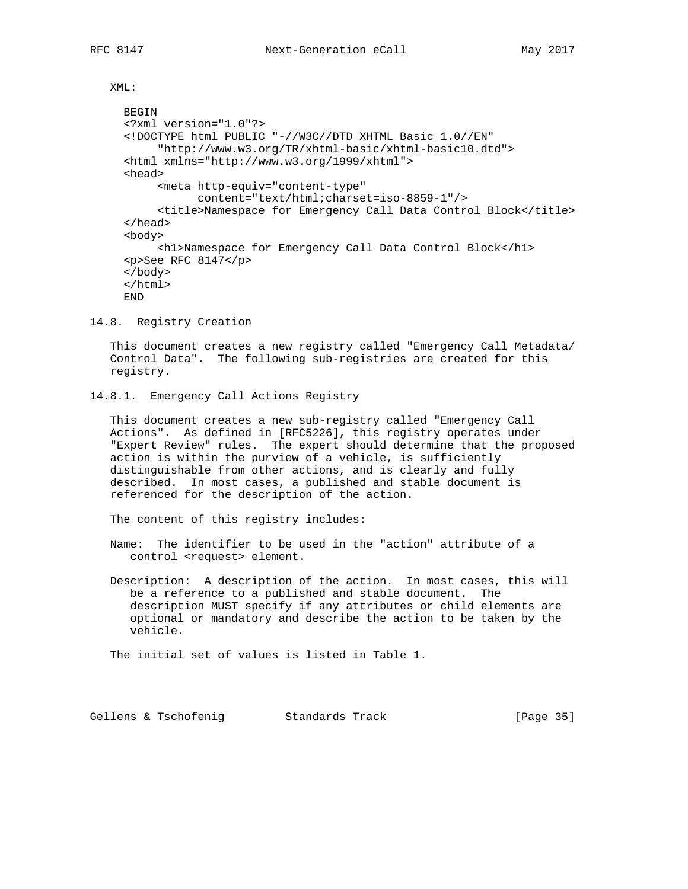XML:

```
BEGIN
<?xml version="1.0"?>
<!DOCTYPE html PUBLIC "-//W3C//DTD XHTML Basic 1.0//EN"
     "http://www.w3.org/TR/xhtml-basic/xhtml-basic10.dtd">
<html xmlns="http://www.w3.org/1999/xhtml">
<head>
     <meta http-equiv="content-type"
           content="text/html;charset=iso-8859-1"/>
     <title>Namespace for Emergency Call Data Control Block</title>
</head>
<body>
     <h1>Namespace for Emergency Call Data Control Block</h1>
<p>See RFC 8147</p>
</body>
</html>
END
```

## 14.8. Registry Creation

This document creates a new registry called "Emergency Call Metadata/ Control Data". The following sub-registries are created for this registry.

### 14.8.1. Emergency Call Actions Registry

This document creates a new sub-registry called "Emergency Call Actions". As defined in [RFC5226], this registry operates under "Expert Review" rules. The expert should determine that the proposed action is within the purview of a vehicle, is sufficiently distinguishable from other actions, and is clearly and fully described. In most cases, a published and stable document is referenced for the description of the action.

The content of this registry includes:

Name: The identifier to be used in the "action" attribute of a control <request> element.

Description: A description of the action. In most cases, this will be a reference to a published and stable document. The description MUST specify if any attributes or child elements are optional or mandatory and describe the action to be taken by the vehicle.

The initial set of values is listed in Table 1.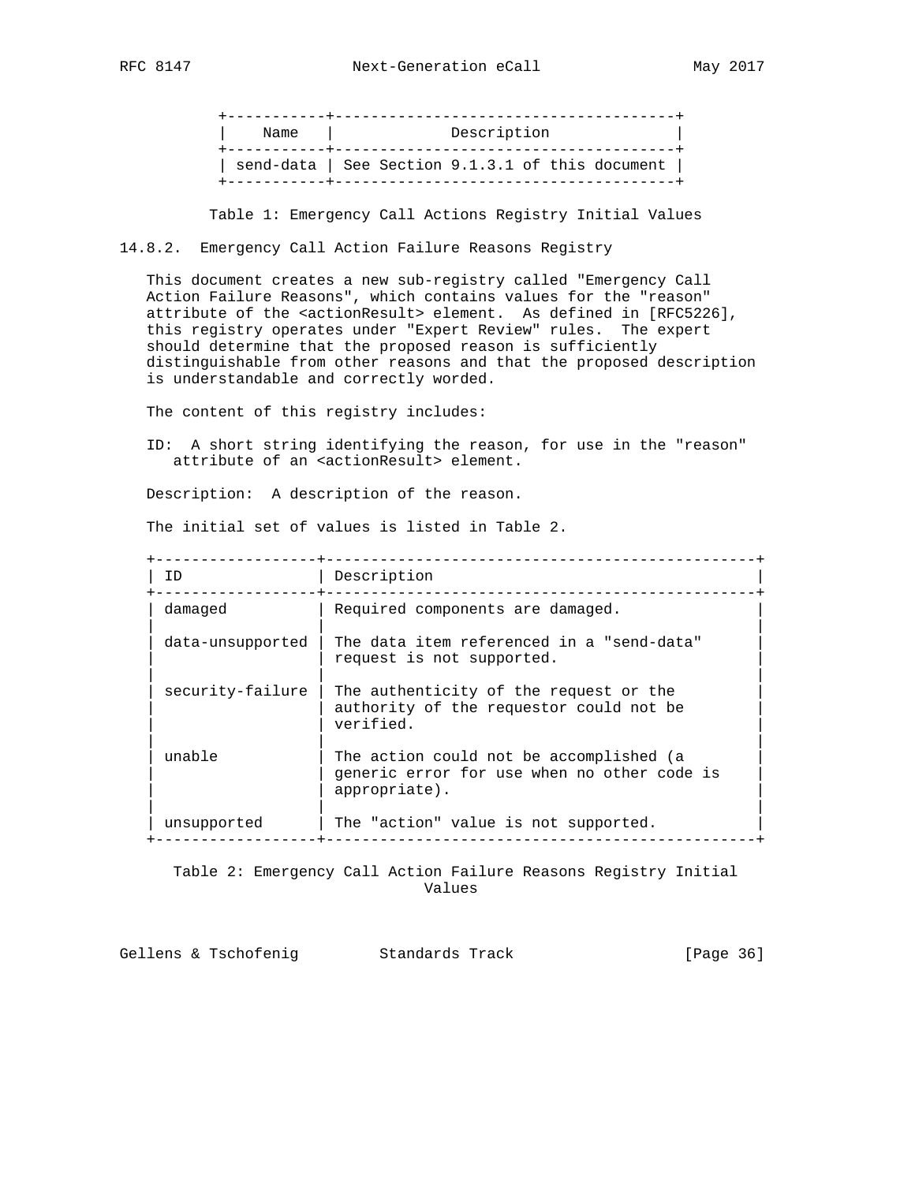| Name | Description |
|---|---|
| send-data | See Section 9.1.3.1 of this document |

Table 1: Emergency Call Actions Registry Initial Values

### 14.8.2. Emergency Call Action Failure Reasons Registry

This document creates a new sub-registry called "Emergency Call Action Failure Reasons", which contains values for the "reason" attribute of the <actionResult> element. As defined in [RFC5226], this registry operates under "Expert Review" rules. The expert should determine that the proposed reason is sufficiently distinguishable from other reasons and that the proposed description is understandable and correctly worded.

The content of this registry includes:

ID: A short string identifying the reason, for use in the "reason" attribute of an <actionResult> element.

Description: A description of the reason.

The initial set of values is listed in Table 2.

| ID | Description |
|---|---|
| damaged | Required components are damaged. |
| data-unsupported | The data item referenced in a "send-data" request is not supported. |
| security-failure | The authenticity of the request or the authority of the requestor could not be verified. |
| unable | The action could not be accomplished (a generic error for use when no other code is appropriate). |
| unsupported | The "action" value is not supported. |

Table 2: Emergency Call Action Failure Reasons Registry Initial Values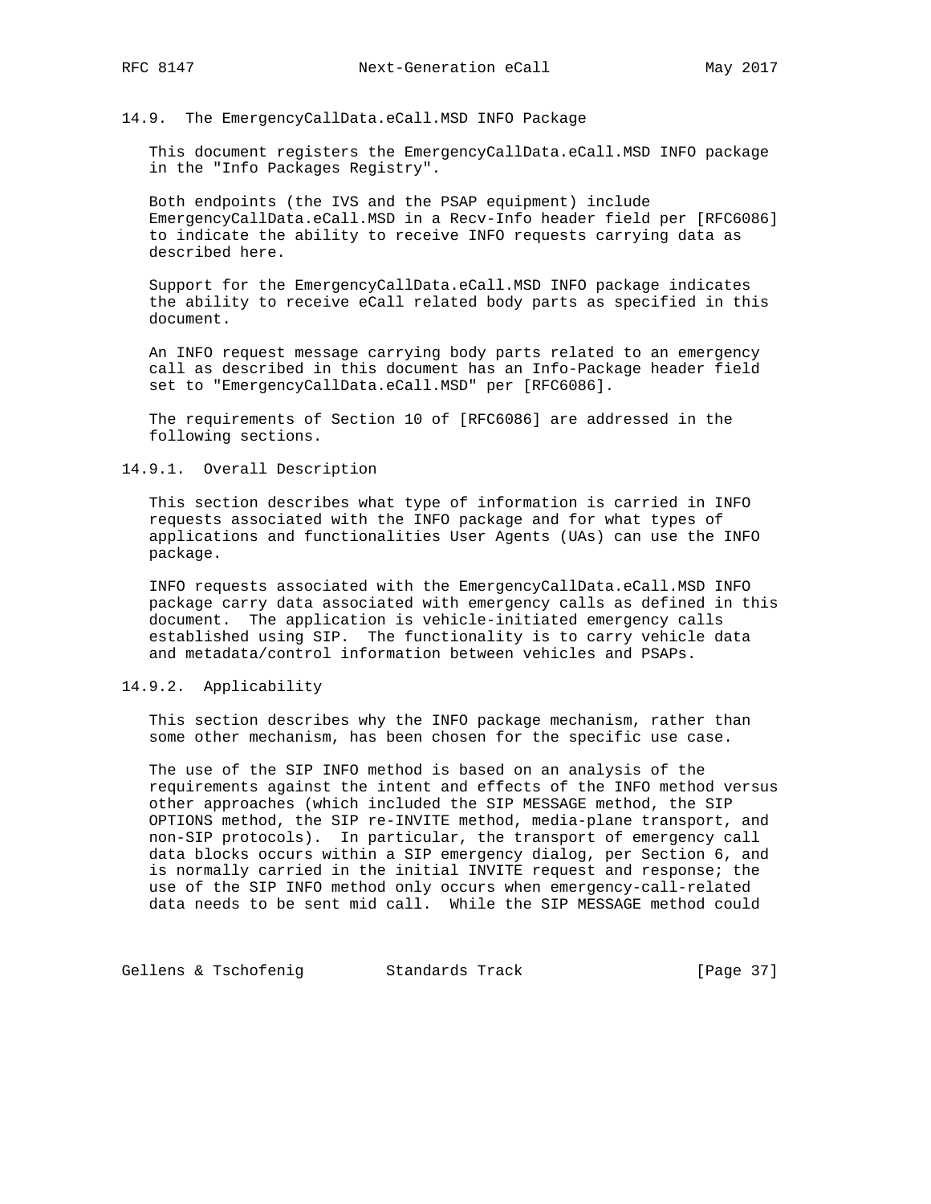### 14.9. The EmergencyCallData.eCall.MSD INFO Package

This document registers the EmergencyCallData.eCall.MSD INFO package in the "Info Packages Registry".

Both endpoints (the IVS and the PSAP equipment) include EmergencyCallData.eCall.MSD in a Recv-Info header field per [RFC6086] to indicate the ability to receive INFO requests carrying data as described here.

Support for the EmergencyCallData.eCall.MSD INFO package indicates the ability to receive eCall related body parts as specified in this document.

An INFO request message carrying body parts related to an emergency call as described in this document has an Info-Package header field set to "EmergencyCallData.eCall.MSD" per [RFC6086].

The requirements of Section 10 of [RFC6086] are addressed in the following sections.

#### 14.9.1. Overall Description

This section describes what type of information is carried in INFO requests associated with the INFO package and for what types of applications and functionalities User Agents (UAs) can use the INFO package.

INFO requests associated with the EmergencyCallData.eCall.MSD INFO package carry data associated with emergency calls as defined in this document. The application is vehicle-initiated emergency calls established using SIP. The functionality is to carry vehicle data and metadata/control information between vehicles and PSAPs.

#### 14.9.2. Applicability

This section describes why the INFO package mechanism, rather than some other mechanism, has been chosen for the specific use case.

The use of the SIP INFO method is based on an analysis of the requirements against the intent and effects of the INFO method versus other approaches (which included the SIP MESSAGE method, the SIP OPTIONS method, the SIP re-INVITE method, media-plane transport, and non-SIP protocols). In particular, the transport of emergency call data blocks occurs within a SIP emergency dialog, per Section 6, and is normally carried in the initial INVITE request and response; the use of the SIP INFO method only occurs when emergency-call-related data needs to be sent mid call. While the SIP MESSAGE method could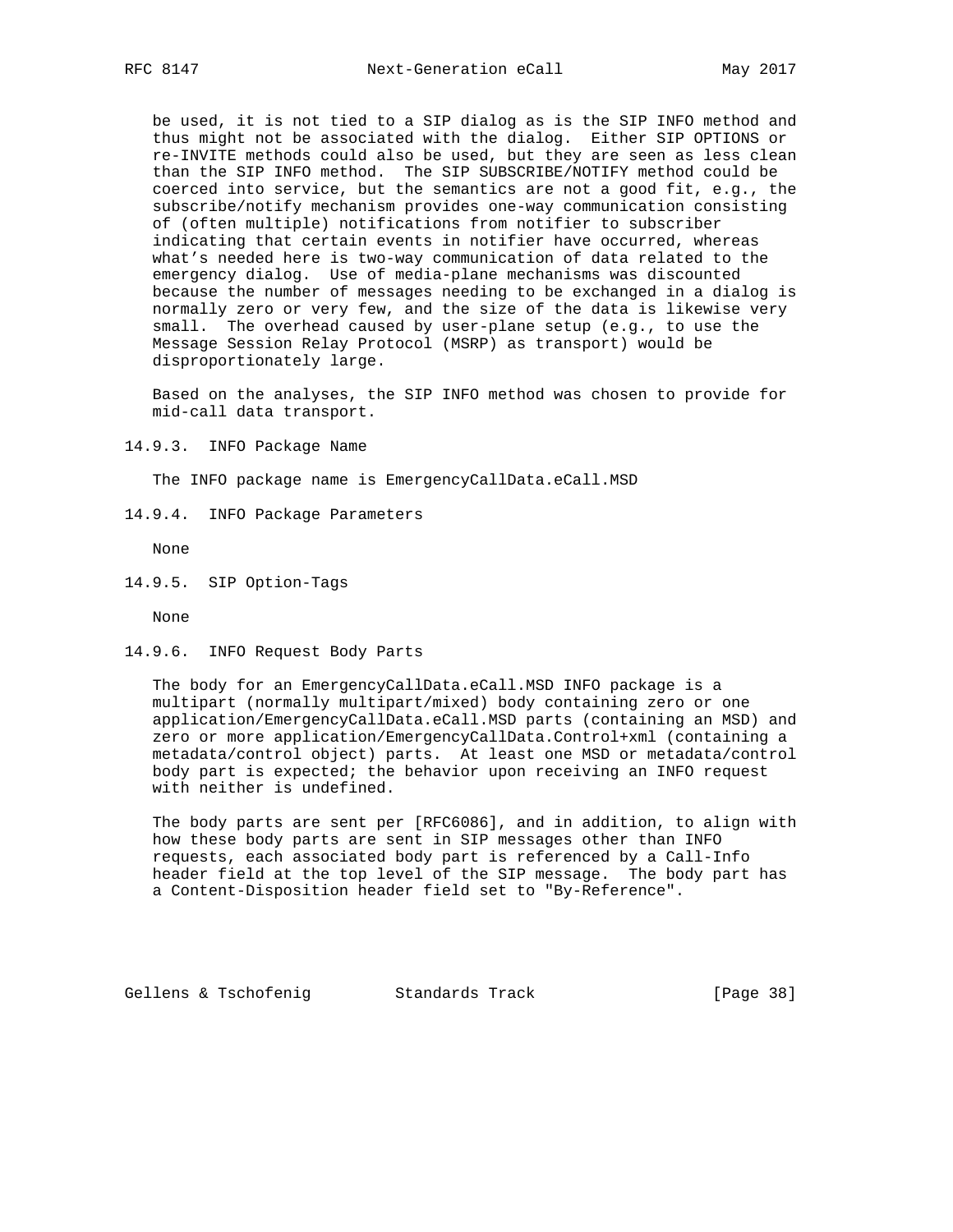be used, it is not tied to a SIP dialog as is the SIP INFO method and thus might not be associated with the dialog. Either SIP OPTIONS or re-INVITE methods could also be used, but they are seen as less clean than the SIP INFO method. The SIP SUBSCRIBE/NOTIFY method could be coerced into service, but the semantics are not a good fit, e.g., the subscribe/notify mechanism provides one-way communication consisting of (often multiple) notifications from notifier to subscriber indicating that certain events in notifier have occurred, whereas what's needed here is two-way communication of data related to the emergency dialog. Use of media-plane mechanisms was discounted because the number of messages needing to be exchanged in a dialog is normally zero or very few, and the size of the data is likewise very small. The overhead caused by user-plane setup (e.g., to use the Message Session Relay Protocol (MSRP) as transport) would be disproportionately large.

Based on the analyses, the SIP INFO method was chosen to provide for mid-call data transport.

### 14.9.3. INFO Package Name

The INFO package name is EmergencyCallData.eCall.MSD

### 14.9.4. INFO Package Parameters

None

### 14.9.5. SIP Option-Tags

None

### 14.9.6. INFO Request Body Parts

The body for an EmergencyCallData.eCall.MSD INFO package is a multipart (normally multipart/mixed) body containing zero or one application/EmergencyCallData.eCall.MSD parts (containing an MSD) and zero or more application/EmergencyCallData.Control+xml (containing a metadata/control object) parts. At least one MSD or metadata/control body part is expected; the behavior upon receiving an INFO request with neither is undefined.

The body parts are sent per [RFC6086], and in addition, to align with how these body parts are sent in SIP messages other than INFO requests, each associated body part is referenced by a Call-Info header field at the top level of the SIP message. The body part has a Content-Disposition header field set to "By-Reference".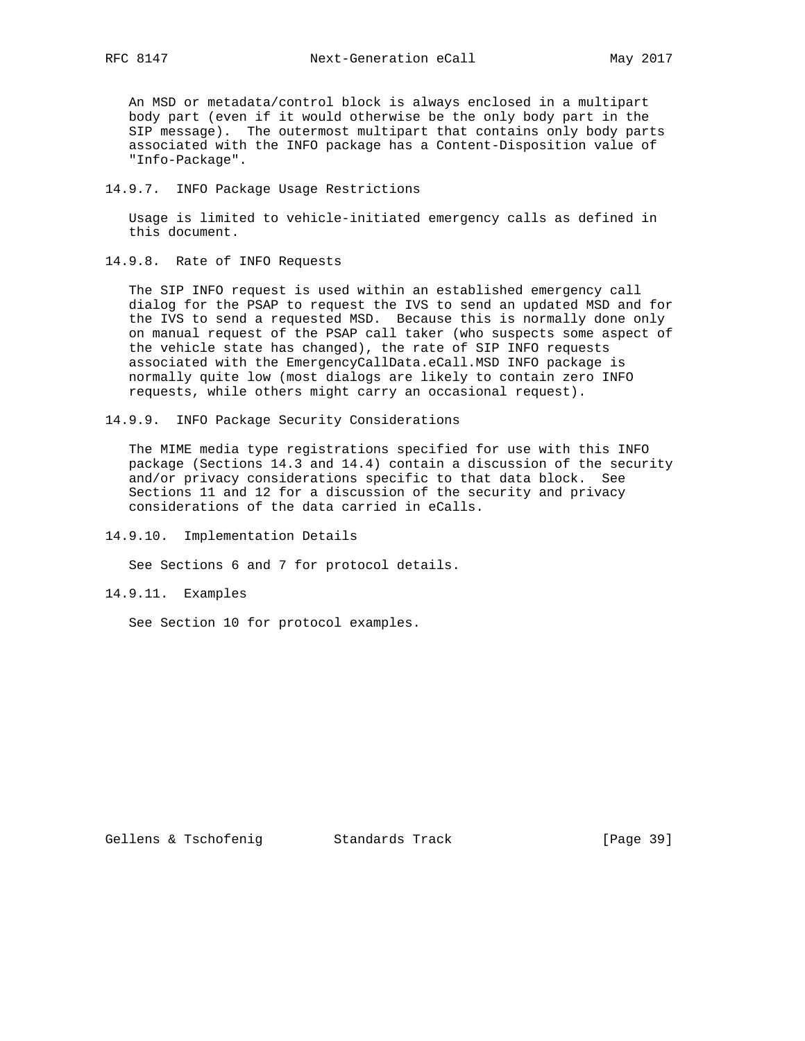An MSD or metadata/control block is always enclosed in a multipart body part (even if it would otherwise be the only body part in the SIP message). The outermost multipart that contains only body parts associated with the INFO package has a Content-Disposition value of "Info-Package".

#### 14.9.7. INFO Package Usage Restrictions

Usage is limited to vehicle-initiated emergency calls as defined in this document.

#### 14.9.8. Rate of INFO Requests

The SIP INFO request is used within an established emergency call dialog for the PSAP to request the IVS to send an updated MSD and for the IVS to send a requested MSD. Because this is normally done only on manual request of the PSAP call taker (who suspects some aspect of the vehicle state has changed), the rate of SIP INFO requests associated with the EmergencyCallData.eCall.MSD INFO package is normally quite low (most dialogs are likely to contain zero INFO requests, while others might carry an occasional request).

#### 14.9.9. INFO Package Security Considerations

The MIME media type registrations specified for use with this INFO package (Sections 14.3 and 14.4) contain a discussion of the security and/or privacy considerations specific to that data block. See Sections 11 and 12 for a discussion of the security and privacy considerations of the data carried in eCalls.

#### 14.9.10. Implementation Details

See Sections 6 and 7 for protocol details.

#### 14.9.11. Examples

See Section 10 for protocol examples.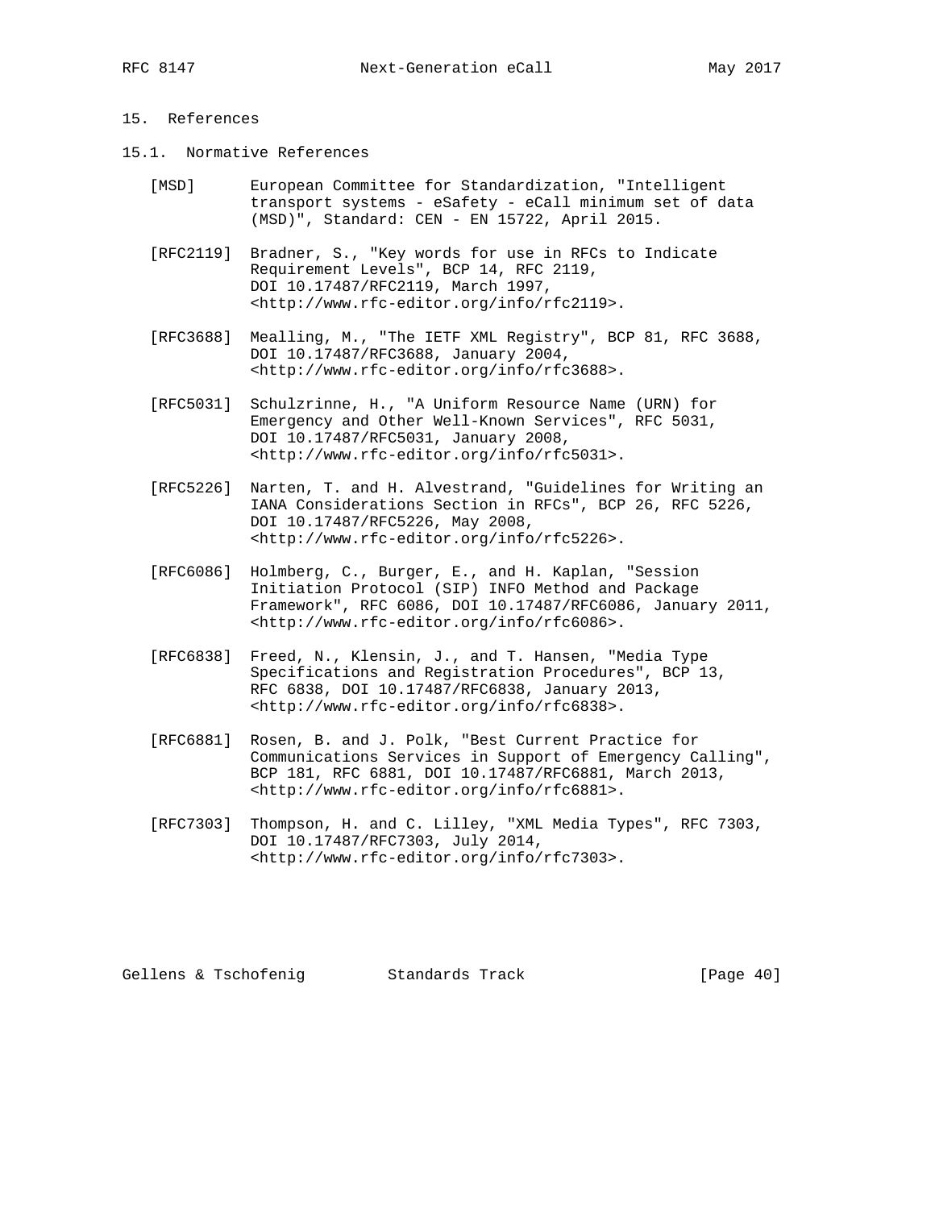## 15. References

### 15.1. Normative References

[MSD] European Committee for Standardization, "Intelligent transport systems - eSafety - eCall minimum set of data (MSD)", Standard: CEN - EN 15722, April 2015.

[RFC2119] Bradner, S., "Key words for use in RFCs to Indicate Requirement Levels", BCP 14, RFC 2119, DOI 10.17487/RFC2119, March 1997, <http://www.rfc-editor.org/info/rfc2119>.

[RFC3688] Mealling, M., "The IETF XML Registry", BCP 81, RFC 3688, DOI 10.17487/RFC3688, January 2004, <http://www.rfc-editor.org/info/rfc3688>.

[RFC5031] Schulzrinne, H., "A Uniform Resource Name (URN) for Emergency and Other Well-Known Services", RFC 5031, DOI 10.17487/RFC5031, January 2008, <http://www.rfc-editor.org/info/rfc5031>.

[RFC5226] Narten, T. and H. Alvestrand, "Guidelines for Writing an IANA Considerations Section in RFCs", BCP 26, RFC 5226, DOI 10.17487/RFC5226, May 2008, <http://www.rfc-editor.org/info/rfc5226>.

[RFC6086] Holmberg, C., Burger, E., and H. Kaplan, "Session Initiation Protocol (SIP) INFO Method and Package Framework", RFC 6086, DOI 10.17487/RFC6086, January 2011, <http://www.rfc-editor.org/info/rfc6086>.

[RFC6838] Freed, N., Klensin, J., and T. Hansen, "Media Type Specifications and Registration Procedures", BCP 13, RFC 6838, DOI 10.17487/RFC6838, January 2013, <http://www.rfc-editor.org/info/rfc6838>.

[RFC6881] Rosen, B. and J. Polk, "Best Current Practice for Communications Services in Support of Emergency Calling", BCP 181, RFC 6881, DOI 10.17487/RFC6881, March 2013, <http://www.rfc-editor.org/info/rfc6881>.

[RFC7303] Thompson, H. and C. Lilley, "XML Media Types", RFC 7303, DOI 10.17487/RFC7303, July 2014, <http://www.rfc-editor.org/info/rfc7303>.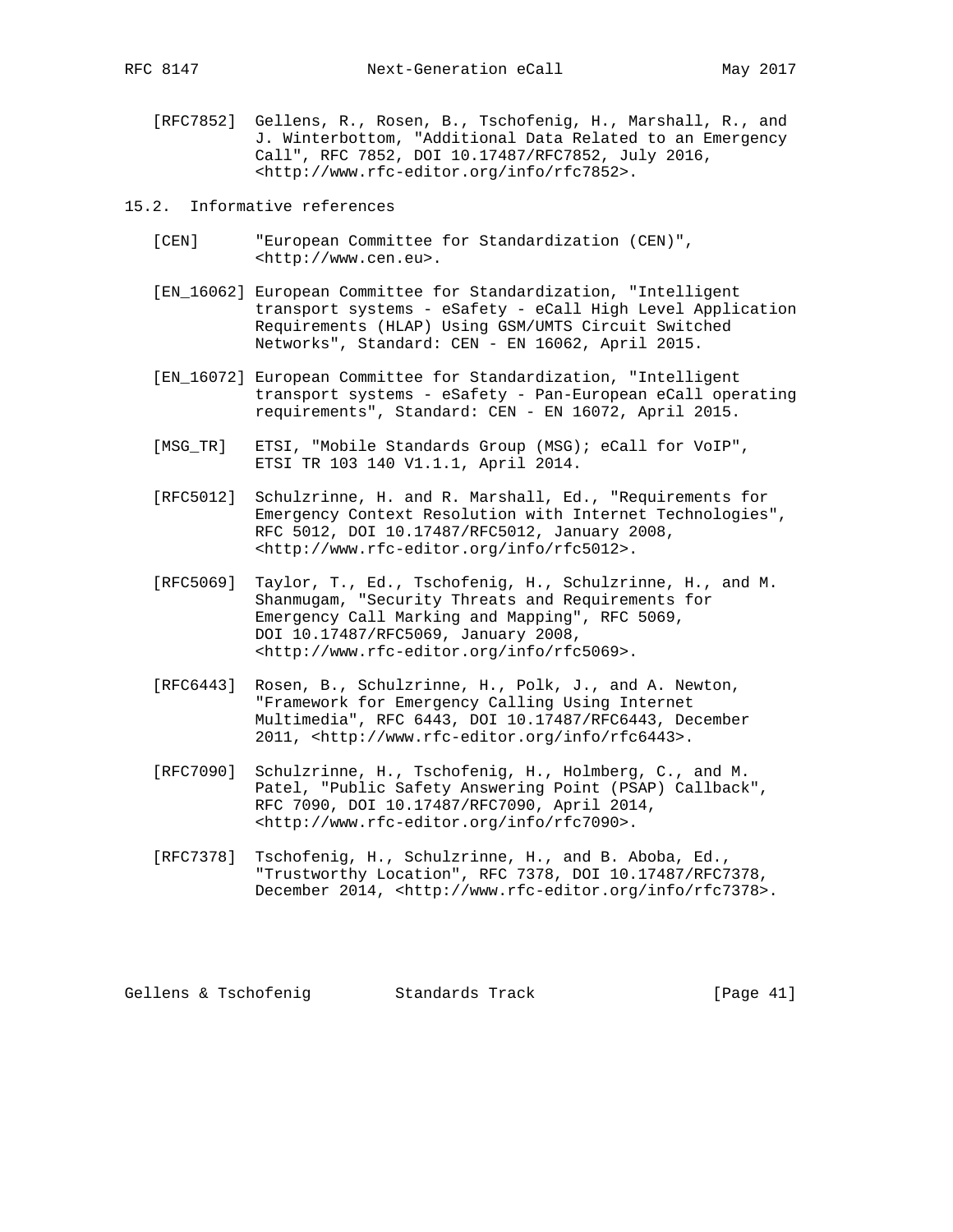[RFC7852] Gellens, R., Rosen, B., Tschofenig, H., Marshall, R., and J. Winterbottom, "Additional Data Related to an Emergency Call", RFC 7852, DOI 10.17487/RFC7852, July 2016, <http://www.rfc-editor.org/info/rfc7852>.

## 15.2. Informative references

[CEN] "European Committee for Standardization (CEN)", <http://www.cen.eu>.

[EN_16062] European Committee for Standardization, "Intelligent transport systems - eSafety - eCall High Level Application Requirements (HLAP) Using GSM/UMTS Circuit Switched Networks", Standard: CEN - EN 16062, April 2015.

[EN_16072] European Committee for Standardization, "Intelligent transport systems - eSafety - Pan-European eCall operating requirements", Standard: CEN - EN 16072, April 2015.

[MSG_TR] ETSI, "Mobile Standards Group (MSG); eCall for VoIP", ETSI TR 103 140 V1.1.1, April 2014.

[RFC5012] Schulzrinne, H. and R. Marshall, Ed., "Requirements for Emergency Context Resolution with Internet Technologies", RFC 5012, DOI 10.17487/RFC5012, January 2008, <http://www.rfc-editor.org/info/rfc5012>.

[RFC5069] Taylor, T., Ed., Tschofenig, H., Schulzrinne, H., and M. Shanmugam, "Security Threats and Requirements for Emergency Call Marking and Mapping", RFC 5069, DOI 10.17487/RFC5069, January 2008, <http://www.rfc-editor.org/info/rfc5069>.

[RFC6443] Rosen, B., Schulzrinne, H., Polk, J., and A. Newton, "Framework for Emergency Calling Using Internet Multimedia", RFC 6443, DOI 10.17487/RFC6443, December 2011, <http://www.rfc-editor.org/info/rfc6443>.

[RFC7090] Schulzrinne, H., Tschofenig, H., Holmberg, C., and M. Patel, "Public Safety Answering Point (PSAP) Callback", RFC 7090, DOI 10.17487/RFC7090, April 2014, <http://www.rfc-editor.org/info/rfc7090>.

[RFC7378] Tschofenig, H., Schulzrinne, H., and B. Aboba, Ed., "Trustworthy Location", RFC 7378, DOI 10.17487/RFC7378, December 2014, <http://www.rfc-editor.org/info/rfc7378>.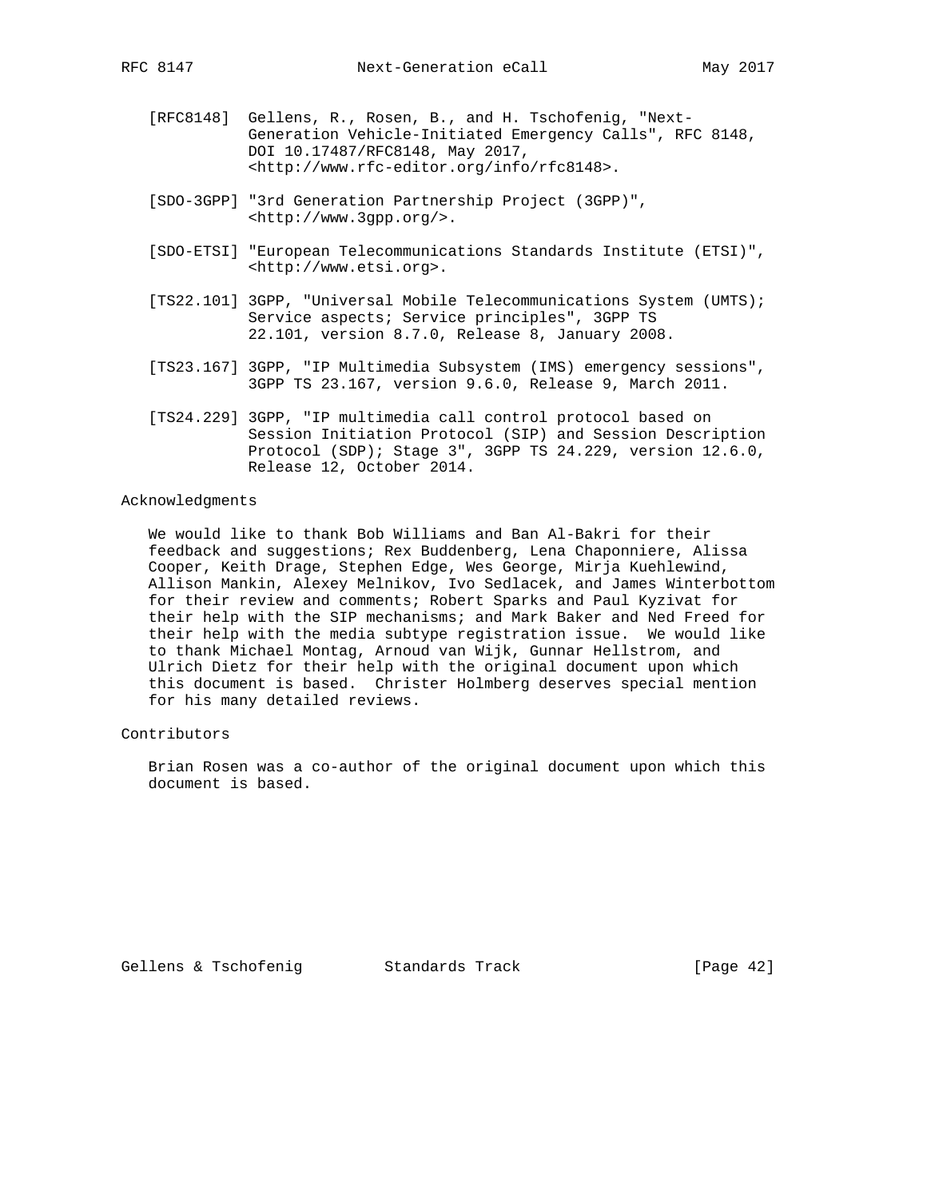[RFC8148] Gellens, R., Rosen, B., and H. Tschofenig, "Next-Generation Vehicle-Initiated Emergency Calls", RFC 8148, DOI 10.17487/RFC8148, May 2017, <http://www.rfc-editor.org/info/rfc8148>.

[SDO-3GPP] "3rd Generation Partnership Project (3GPP)", <http://www.3gpp.org/>.

[SDO-ETSI] "European Telecommunications Standards Institute (ETSI)", <http://www.etsi.org>.

[TS22.101] 3GPP, "Universal Mobile Telecommunications System (UMTS); Service aspects; Service principles", 3GPP TS 22.101, version 8.7.0, Release 8, January 2008.

[TS23.167] 3GPP, "IP Multimedia Subsystem (IMS) emergency sessions", 3GPP TS 23.167, version 9.6.0, Release 9, March 2011.

[TS24.229] 3GPP, "IP multimedia call control protocol based on Session Initiation Protocol (SIP) and Session Description Protocol (SDP); Stage 3", 3GPP TS 24.229, version 12.6.0, Release 12, October 2014.

## Acknowledgments

We would like to thank Bob Williams and Ban Al-Bakri for their feedback and suggestions; Rex Buddenberg, Lena Chaponniere, Alissa Cooper, Keith Drage, Stephen Edge, Wes George, Mirja Kuehlewind, Allison Mankin, Alexey Melnikov, Ivo Sedlacek, and James Winterbottom for their review and comments; Robert Sparks and Paul Kyzivat for their help with the SIP mechanisms; and Mark Baker and Ned Freed for their help with the media subtype registration issue. We would like to thank Michael Montag, Arnoud van Wijk, Gunnar Hellstrom, and Ulrich Dietz for their help with the original document upon which this document is based. Christer Holmberg deserves special mention for his many detailed reviews.

## Contributors

Brian Rosen was a co-author of the original document upon which this document is based.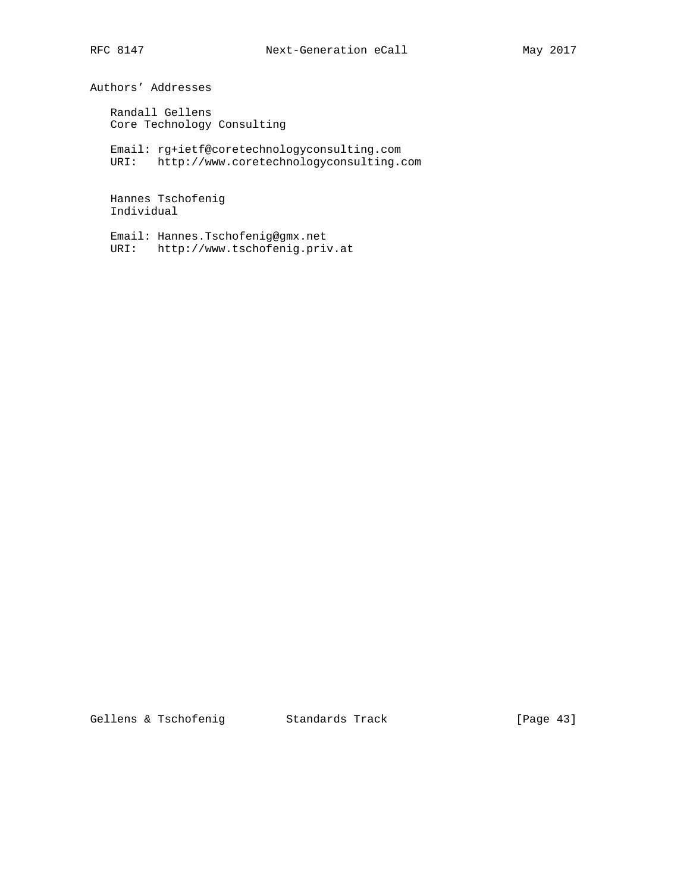# Authors' Addresses

Randall Gellens
Core Technology Consulting

Email: rg+ietf@coretechnologyconsulting.com
URI: http://www.coretechnologyconsulting.com

Hannes Tschofenig
Individual

Email: Hannes.Tschofenig@gmx.net
URI: http://www.tschofenig.priv.at